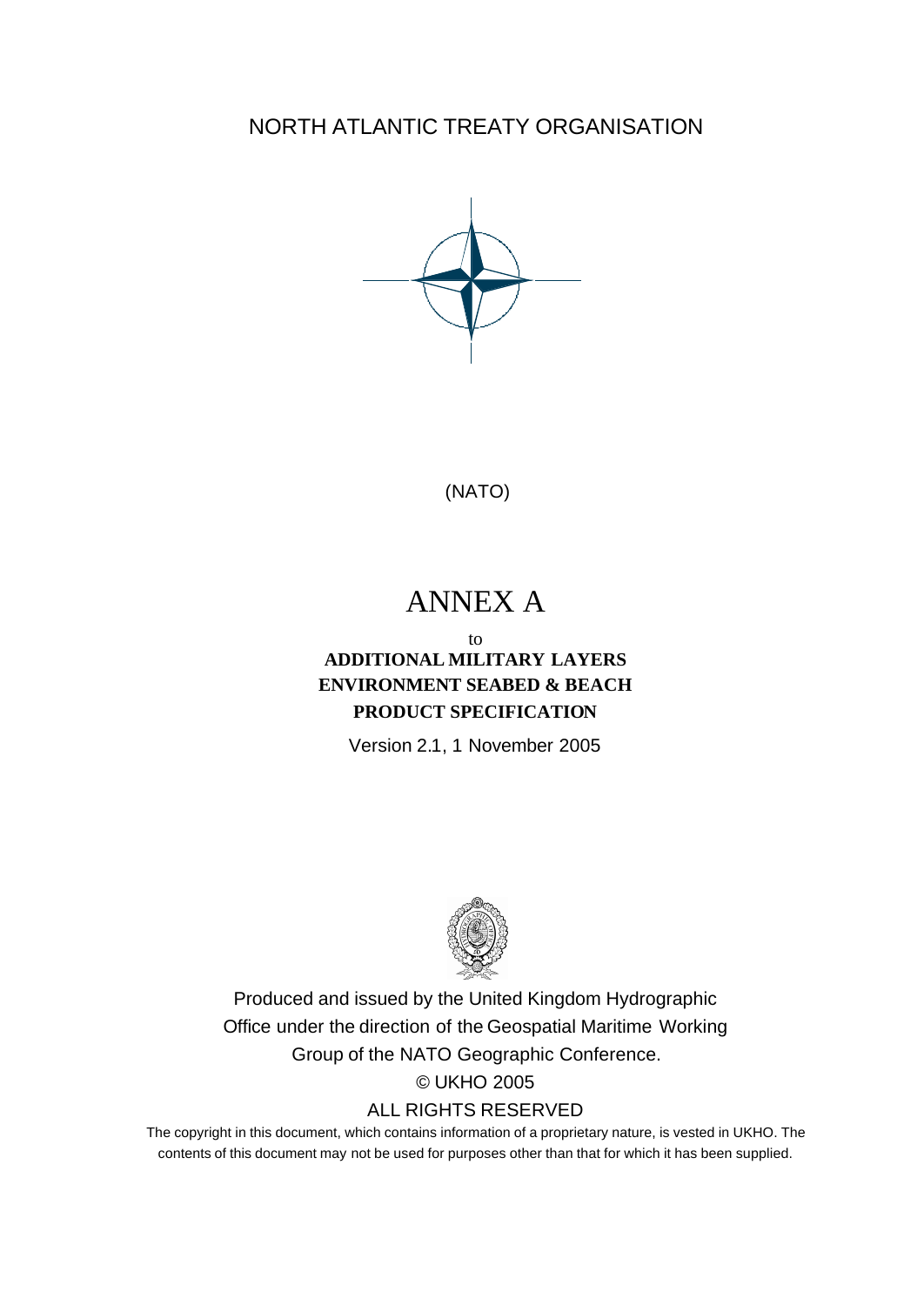NORTH ATLANTIC TREATY ORGANISATION

(NATO)

# ANNEX A

to

**ADDITIONAL MILITARY LAYERS**
**ENVIRONMENT SEABED & BEACH**
**PRODUCT SPECIFICATION**

Version 2.1, 1 November 2005

Produced and issued by the United Kingdom Hydrographic Office under the direction of the Geospatial Maritime Working Group of the NATO Geographic Conference.

© UKHO 2005

ALL RIGHTS RESERVED

The copyright in this document, which contains information of a proprietary nature, is vested in UKHO. The contents of this document may not be used for purposes other than that for which it has been supplied.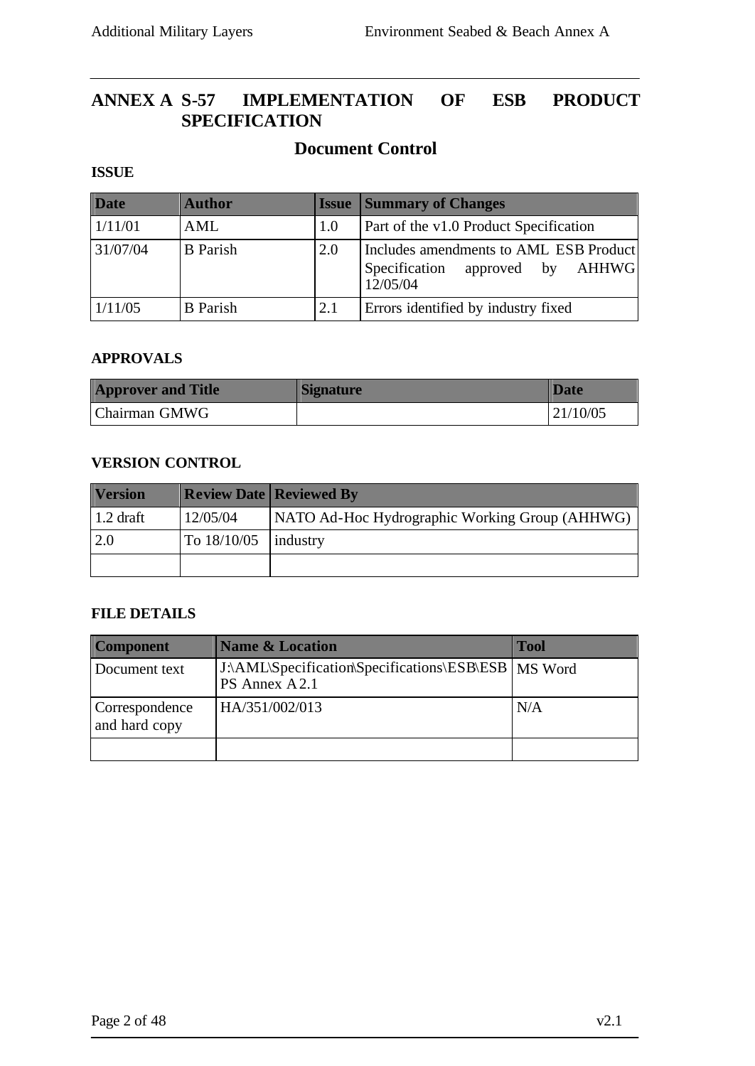# ANNEX A S-57 IMPLEMENTATION OF ESB PRODUCT SPECIFICATION

## Document Control

**ISSUE**

| Date | Author | Issue | Summary of Changes |
|---|---|---|---|
| 1/11/01 | AML | 1.0 | Part of the v1.0 Product Specification |
| 31/07/04 | B Parish | 2.0 | Includes amendments to AML ESB Product Specification approved by AHHWG 12/05/04 |
| 1/11/05 | B Parish | 2.1 | Errors identified by industry fixed |

**APPROVALS**

| Approver and Title | Signature | Date |
|---|---|---|
| Chairman GMWG | | 21/10/05 |

**VERSION CONTROL**

| Version | Review Date | Reviewed By |
|---|---|---|
| 1.2 draft | 12/05/04 | NATO Ad-Hoc Hydrographic Working Group (AHHWG) |
| 2.0 | To 18/10/05 | industry |
| | | |

**FILE DETAILS**

| Component | Name & Location | Tool |
|---|---|---|
| Document text | J:\AML\Specification\Specifications\ESB\ESB PS Annex A 2.1 | MS Word |
| Correspondence and hard copy | HA/351/002/013 | N/A |
| | | |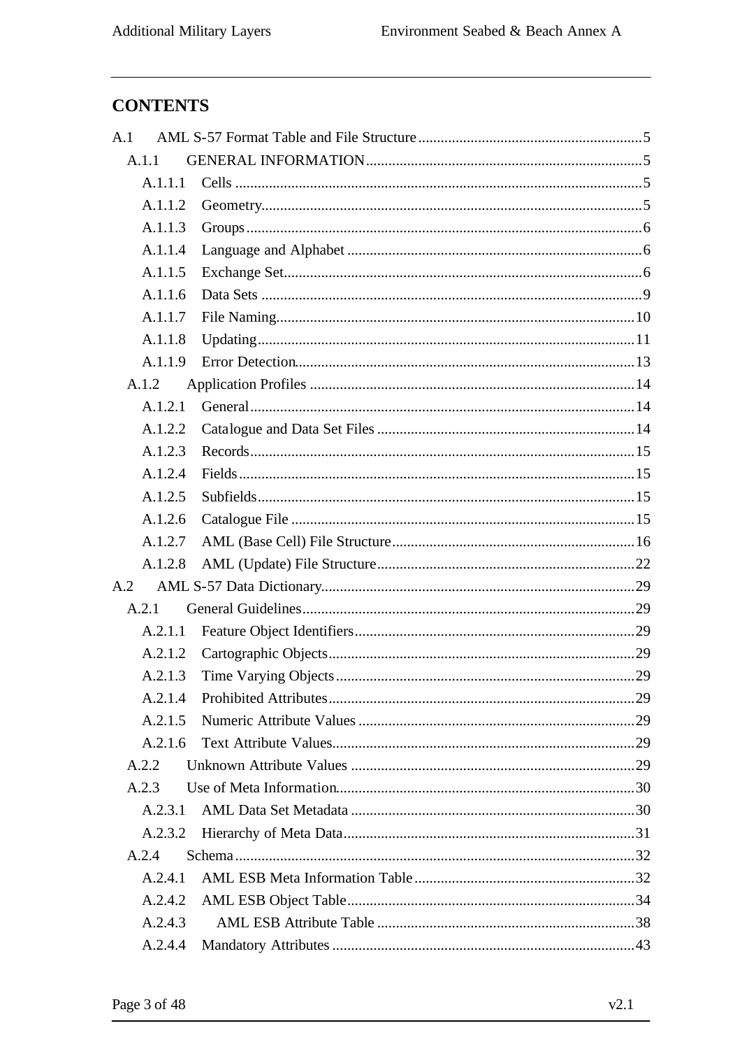# CONTENTS

A.1 AML S-57 Format Table and File Structure ........ 5

- A.1.1 GENERAL INFORMATION ........ 5
  - A.1.1.1 Cells ........ 5
  - A.1.1.2 Geometry ........ 5
  - A.1.1.3 Groups ........ 6
  - A.1.1.4 Language and Alphabet ........ 6
  - A.1.1.5 Exchange Set ........ 6
  - A.1.1.6 Data Sets ........ 9
  - A.1.1.7 File Naming ........ 10
  - A.1.1.8 Updating ........ 11
  - A.1.1.9 Error Detection ........ 13
- A.1.2 Application Profiles ........ 14
  - A.1.2.1 General ........ 14
  - A.1.2.2 Catalogue and Data Set Files ........ 14
  - A.1.2.3 Records ........ 15
  - A.1.2.4 Fields ........ 15
  - A.1.2.5 Subfields ........ 15
  - A.1.2.6 Catalogue File ........ 15
  - A.1.2.7 AML (Base Cell) File Structure ........ 16
  - A.1.2.8 AML (Update) File Structure ........ 22

A.2 AML S-57 Data Dictionary ........ 29

- A.2.1 General Guidelines ........ 29
  - A.2.1.1 Feature Object Identifiers ........ 29
  - A.2.1.2 Cartographic Objects ........ 29
  - A.2.1.3 Time Varying Objects ........ 29
  - A.2.1.4 Prohibited Attributes ........ 29
  - A.2.1.5 Numeric Attribute Values ........ 29
  - A.2.1.6 Text Attribute Values ........ 29
- A.2.2 Unknown Attribute Values ........ 29
- A.2.3 Use of Meta Information ........ 30
  - A.2.3.1 AML Data Set Metadata ........ 30
  - A.2.3.2 Hierarchy of Meta Data ........ 31
- A.2.4 Schema ........ 32
  - A.2.4.1 AML ESB Meta Information Table ........ 32
  - A.2.4.2 AML ESB Object Table ........ 34
  - A.2.4.3 AML ESB Attribute Table ........ 38
  - A.2.4.4 Mandatory Attributes ........ 43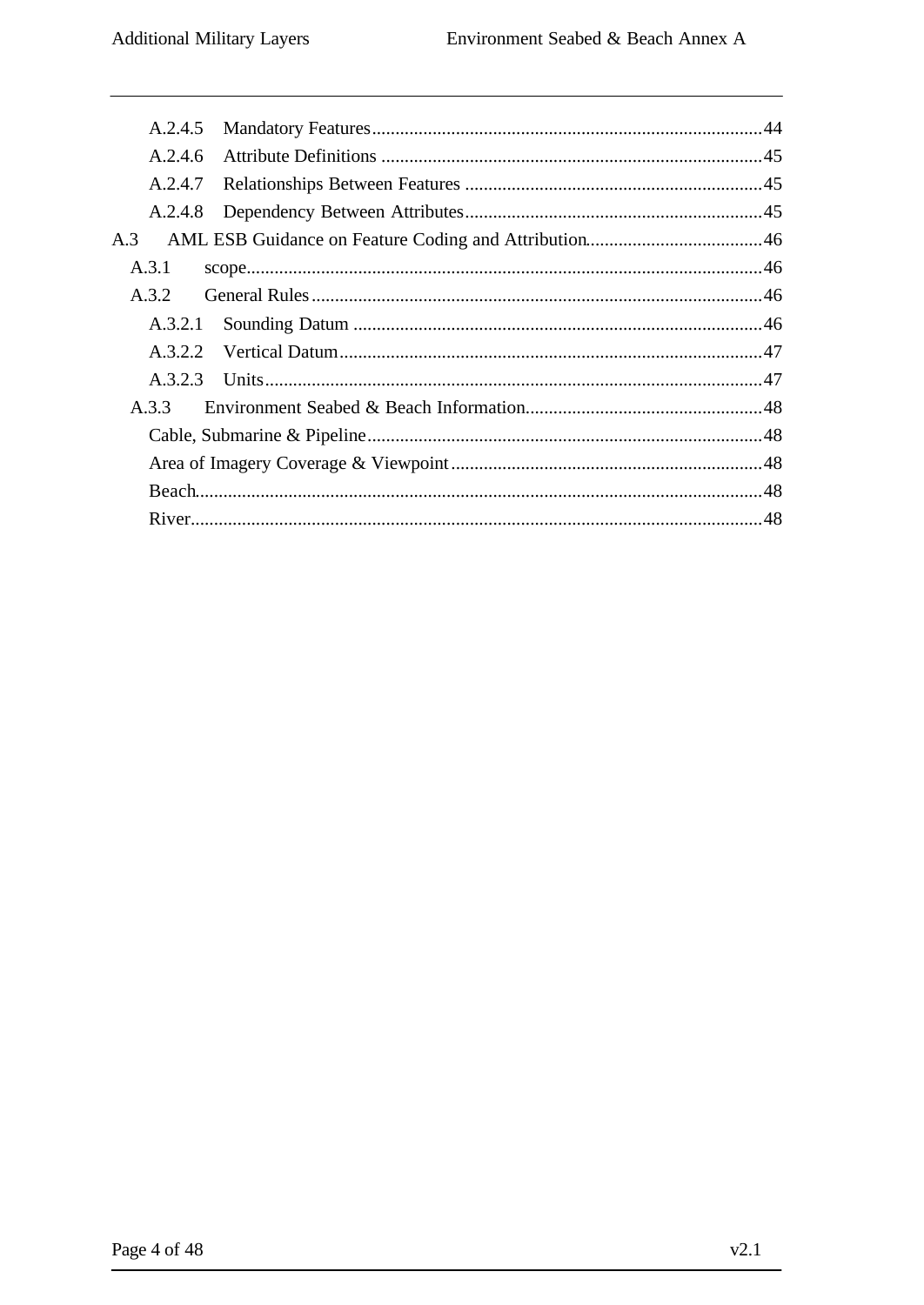A.2.4.5 Mandatory Features....................................................................................44

A.2.4.6 Attribute Definitions ..................................................................................45

A.2.4.7 Relationships Between Features ................................................................45

A.2.4.8 Dependency Between Attributes................................................................45

A.3 AML ESB Guidance on Feature Coding and Attribution......................................46

A.3.1 scope...............................................................................................................46

A.3.2 General Rules.................................................................................................46

A.3.2.1 Sounding Datum ........................................................................................46

A.3.2.2 Vertical Datum...........................................................................................47

A.3.2.3 Units...........................................................................................................47

A.3.3 Environment Seabed & Beach Information...................................................48

Cable, Submarine & Pipeline.....................................................................................48

Area of Imagery Coverage & Viewpoint...................................................................48

Beach.........................................................................................................................48

River..........................................................................................................................48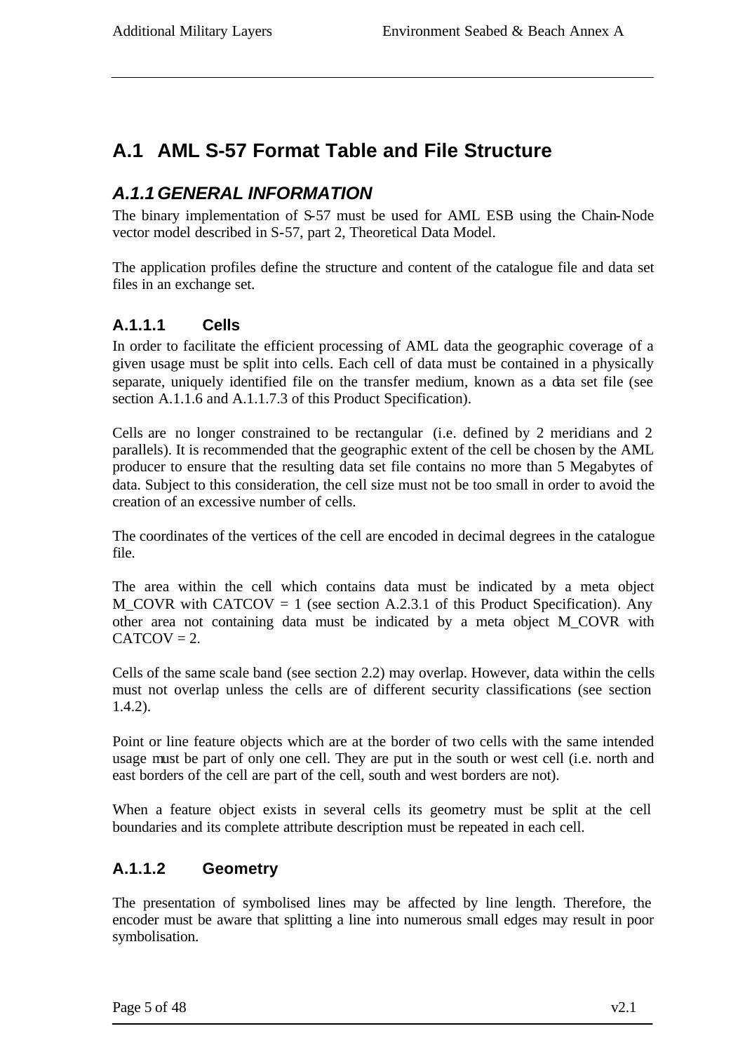# A.1 AML S-57 Format Table and File Structure

## A.1.1 GENERAL INFORMATION

The binary implementation of S-57 must be used for AML ESB using the Chain-Node vector model described in S-57, part 2, Theoretical Data Model.

The application profiles define the structure and content of the catalogue file and data set files in an exchange set.

### A.1.1.1 Cells

In order to facilitate the efficient processing of AML data the geographic coverage of a given usage must be split into cells. Each cell of data must be contained in a physically separate, uniquely identified file on the transfer medium, known as a data set file (see section A.1.1.6 and A.1.1.7.3 of this Product Specification).

Cells are no longer constrained to be rectangular (i.e. defined by 2 meridians and 2 parallels). It is recommended that the geographic extent of the cell be chosen by the AML producer to ensure that the resulting data set file contains no more than 5 Megabytes of data. Subject to this consideration, the cell size must not be too small in order to avoid the creation of an excessive number of cells.

The coordinates of the vertices of the cell are encoded in decimal degrees in the catalogue file.

The area within the cell which contains data must be indicated by a meta object M_COVR with CATCOV = 1 (see section A.2.3.1 of this Product Specification). Any other area not containing data must be indicated by a meta object M_COVR with CATCOV = 2.

Cells of the same scale band (see section 2.2) may overlap. However, data within the cells must not overlap unless the cells are of different security classifications (see section 1.4.2).

Point or line feature objects which are at the border of two cells with the same intended usage must be part of only one cell. They are put in the south or west cell (i.e. north and east borders of the cell are part of the cell, south and west borders are not).

When a feature object exists in several cells its geometry must be split at the cell boundaries and its complete attribute description must be repeated in each cell.

### A.1.1.2 Geometry

The presentation of symbolised lines may be affected by line length. Therefore, the encoder must be aware that splitting a line into numerous small edges may result in poor symbolisation.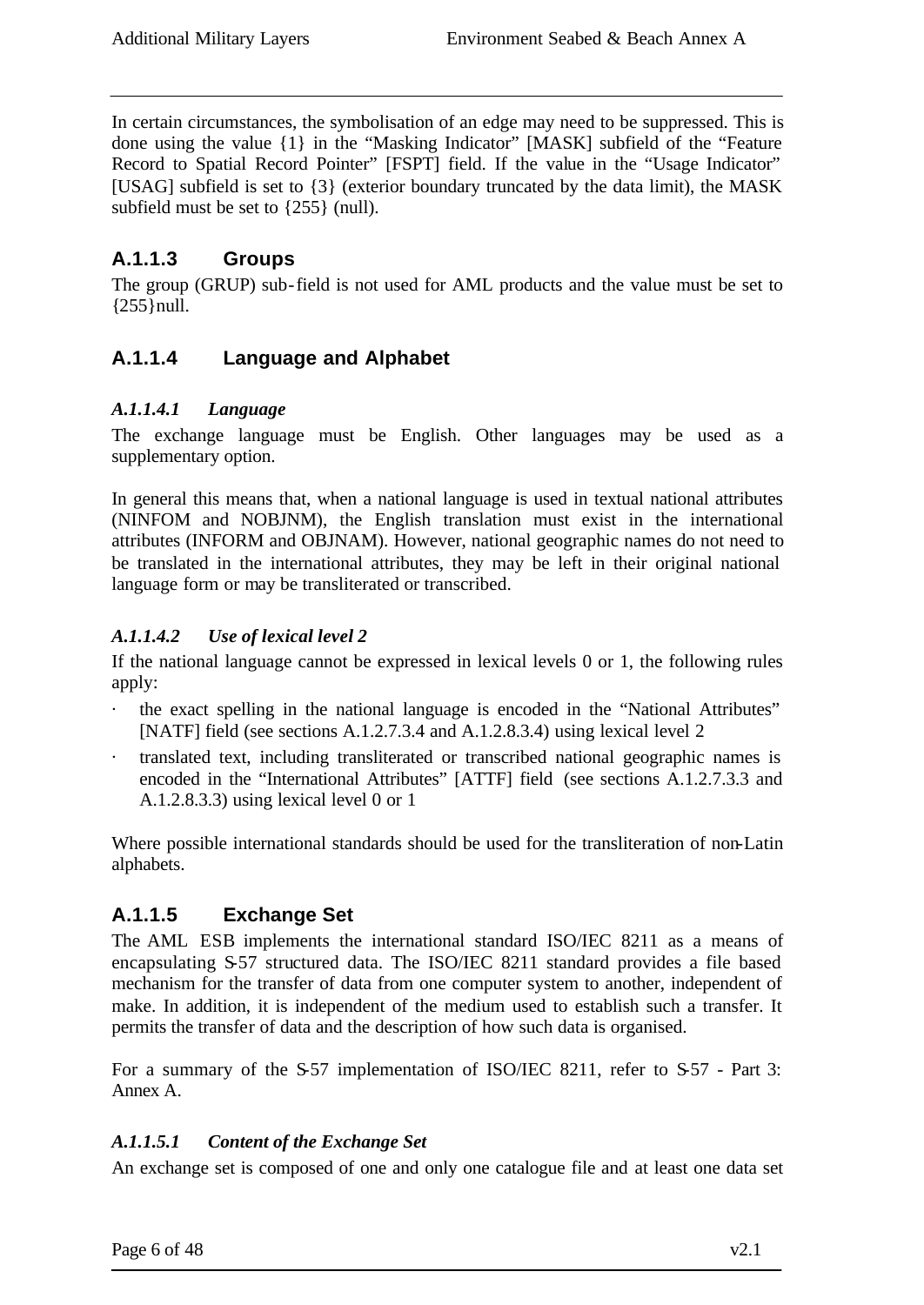In certain circumstances, the symbolisation of an edge may need to be suppressed. This is done using the value {1} in the "Masking Indicator" [MASK] subfield of the "Feature Record to Spatial Record Pointer" [FSPT] field. If the value in the "Usage Indicator" [USAG] subfield is set to {3} (exterior boundary truncated by the data limit), the MASK subfield must be set to {255} (null).

### A.1.1.3 Groups

The group (GRUP) sub-field is not used for AML products and the value must be set to {255}null.

### A.1.1.4 Language and Alphabet

#### *A.1.1.4.1 Language*

The exchange language must be English. Other languages may be used as a supplementary option.

In general this means that, when a national language is used in textual national attributes (NINFOM and NOBJNM), the English translation must exist in the international attributes (INFORM and OBJNAM). However, national geographic names do not need to be translated in the international attributes, they may be left in their original national language form or may be transliterated or transcribed.

#### *A.1.1.4.2 Use of lexical level 2*

If the national language cannot be expressed in lexical levels 0 or 1, the following rules apply:

- the exact spelling in the national language is encoded in the "National Attributes" [NATF] field (see sections A.1.2.7.3.4 and A.1.2.8.3.4) using lexical level 2
- translated text, including transliterated or transcribed national geographic names is encoded in the "International Attributes" [ATTF] field (see sections A.1.2.7.3.3 and A.1.2.8.3.3) using lexical level 0 or 1

Where possible international standards should be used for the transliteration of non-Latin alphabets.

### A.1.1.5 Exchange Set

The AML ESB implements the international standard ISO/IEC 8211 as a means of encapsulating S-57 structured data. The ISO/IEC 8211 standard provides a file based mechanism for the transfer of data from one computer system to another, independent of make. In addition, it is independent of the medium used to establish such a transfer. It permits the transfer of data and the description of how such data is organised.

For a summary of the S-57 implementation of ISO/IEC 8211, refer to S-57 - Part 3: Annex A.

#### *A.1.1.5.1 Content of the Exchange Set*

An exchange set is composed of one and only one catalogue file and at least one data set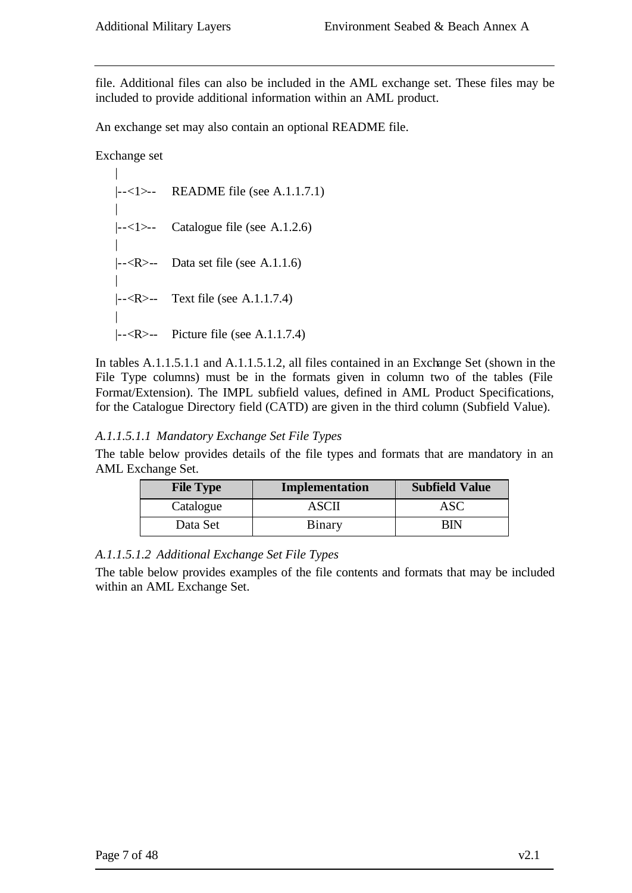file. Additional files can also be included in the AML exchange set. These files may be included to provide additional information within an AML product.

An exchange set may also contain an optional README file.

```
Exchange set
    |
    |--<1>--   README file (see A.1.1.7.1)
    |
    |--<1>--   Catalogue file (see A.1.2.6)
    |
    |--<R>--   Data set file (see A.1.1.6)
    |
    |--<R>--   Text file (see A.1.1.7.4)
    |
    |--<R>--   Picture file (see A.1.1.7.4)
```

In tables A.1.1.5.1.1 and A.1.1.5.1.2, all files contained in an Exchange Set (shown in the File Type columns) must be in the formats given in column two of the tables (File Format/Extension). The IMPL subfield values, defined in AML Product Specifications, for the Catalogue Directory field (CATD) are given in the third column (Subfield Value).

*A.1.1.5.1.1 Mandatory Exchange Set File Types*

The table below provides details of the file types and formats that are mandatory in an AML Exchange Set.

| File Type | Implementation | Subfield Value |
|---|---|---|
| Catalogue | ASCII | ASC |
| Data Set | Binary | BIN |

*A.1.1.5.1.2 Additional Exchange Set File Types*

The table below provides examples of the file contents and formats that may be included within an AML Exchange Set.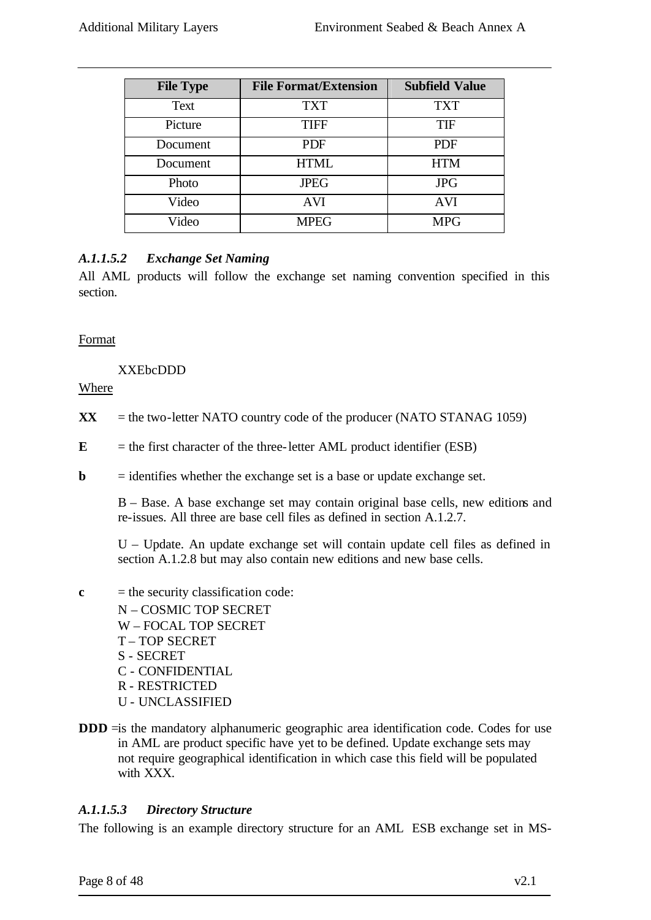| File Type | File Format/Extension | Subfield Value |
|---|---|---|
| Text | TXT | TXT |
| Picture | TIFF | TIF |
| Document | PDF | PDF |
| Document | HTML | HTM |
| Photo | JPEG | JPG |
| Video | AVI | AVI |
| Video | MPEG | MPG |

#### *A.1.1.5.2 Exchange Set Naming*

All AML products will follow the exchange set naming convention specified in this section.

<u>Format</u>

XXEbcDDD

<u>Where</u>

**XX** = the two-letter NATO country code of the producer (NATO STANAG 1059)

**E** = the first character of the three-letter AML product identifier (ESB)

**b** = identifies whether the exchange set is a base or update exchange set.

B – Base. A base exchange set may contain original base cells, new editions and re-issues. All three are base cell files as defined in section A.1.2.7.

U – Update. An update exchange set will contain update cell files as defined in section A.1.2.8 but may also contain new editions and new base cells.

**c** = the security classification code:

N – COSMIC TOP SECRET
W – FOCAL TOP SECRET
T – TOP SECRET
S - SECRET
C - CONFIDENTIAL
R - RESTRICTED
U - UNCLASSIFIED

**DDD** = is the mandatory alphanumeric geographic area identification code. Codes for use in AML are product specific have yet to be defined. Update exchange sets may not require geographical identification in which case this field will be populated with XXX.

#### *A.1.1.5.3 Directory Structure*

The following is an example directory structure for an AML ESB exchange set in MS-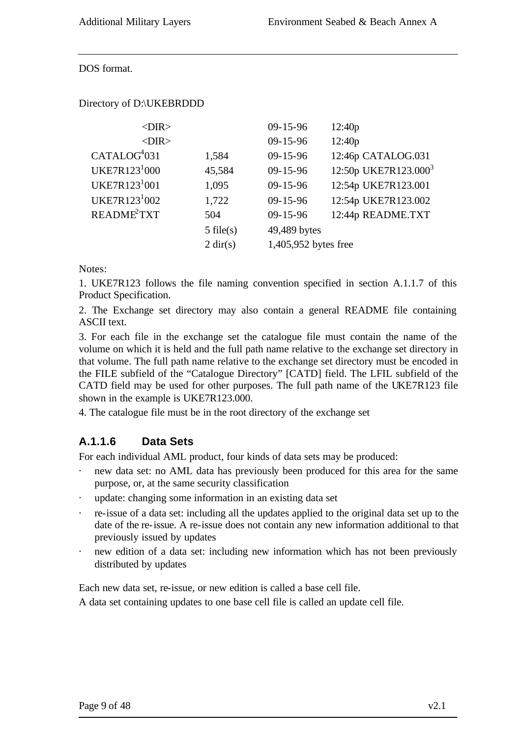DOS format.

Directory of D:\UKEBRDDD

| | | | |
|---|---|---|---|
| <DIR> | | 09-15-96 | 12:40p |
| <DIR> | | 09-15-96 | 12:40p |
| CATALOG[4]031 | 1,584 | 09-15-96 | 12:46p CATALOG.031 |
| UKE7R123[1]000 | 45,584 | 09-15-96 | 12:50p UKE7R123.000[3] |
| UKE7R123[1]001 | 1,095 | 09-15-96 | 12:54p UKE7R123.001 |
| UKE7R123[1]002 | 1,722 | 09-15-96 | 12:54p UKE7R123.002 |
| README[2]TXT | 504 | 09-15-96 | 12:44p README.TXT |
| | 5 file(s) | 49,489 bytes | |
| | 2 dir(s) | 1,405,952 bytes free | |

Notes:

1. UKE7R123 follows the file naming convention specified in section A.1.1.7 of this Product Specification.

2. The Exchange set directory may also contain a general README file containing ASCII text.

3. For each file in the exchange set the catalogue file must contain the name of the volume on which it is held and the full path name relative to the exchange set directory in that volume. The full path name relative to the exchange set directory must be encoded in the FILE subfield of the "Catalogue Directory" [CATD] field. The LFIL subfield of the CATD field may be used for other purposes. The full path name of the UKE7R123 file shown in the example is UKE7R123.000.

4. The catalogue file must be in the root directory of the exchange set

### A.1.1.6 Data Sets

For each individual AML product, four kinds of data sets may be produced:

- new data set: no AML data has previously been produced for this area for the same purpose, or, at the same security classification
- update: changing some information in an existing data set
- re-issue of a data set: including all the updates applied to the original data set up to the date of the re-issue. A re-issue does not contain any new information additional to that previously issued by updates
- new edition of a data set: including new information which has not been previously distributed by updates

Each new data set, re-issue, or new edition is called a base cell file.

A data set containing updates to one base cell file is called an update cell file.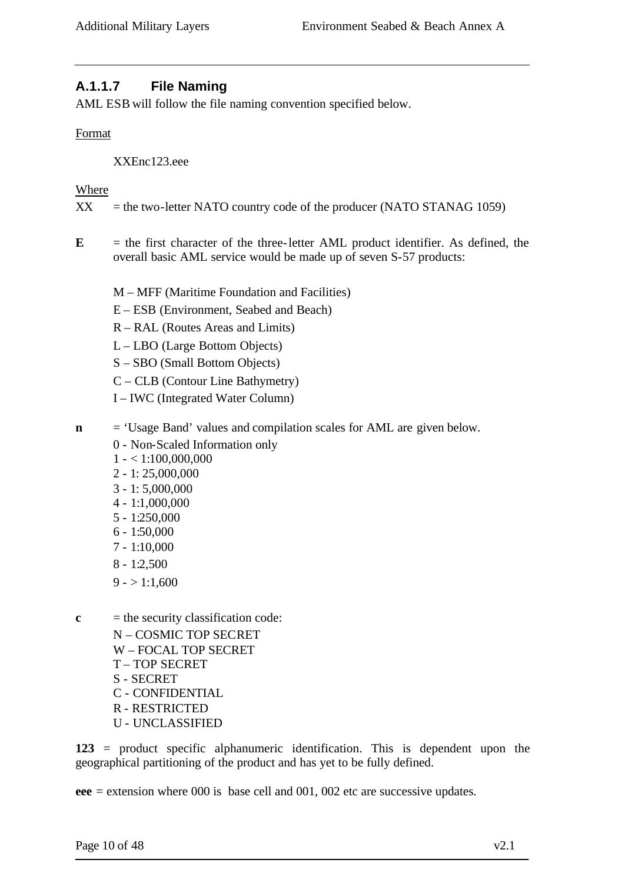### A.1.1.7 File Naming

AML ESB will follow the file naming convention specified below.

Format

XXEnc123.eee

Where

XX = the two-letter NATO country code of the producer (NATO STANAG 1059)

**E** = the first character of the three-letter AML product identifier. As defined, the overall basic AML service would be made up of seven S-57 products:

M – MFF (Maritime Foundation and Facilities)

E – ESB (Environment, Seabed and Beach)

R – RAL (Routes Areas and Limits)

L – LBO (Large Bottom Objects)

S – SBO (Small Bottom Objects)

C – CLB (Contour Line Bathymetry)

I – IWC (Integrated Water Column)

**n** = 'Usage Band' values and compilation scales for AML are given below.

0 - Non-Scaled Information only
1 - < 1:100,000,000
2 - 1: 25,000,000
3 - 1: 5,000,000
4 - 1:1,000,000
5 - 1:250,000
6 - 1:50,000
7 - 1:10,000
8 - 1:2,500
9 - > 1:1,600

**c** = the security classification code:

N – COSMIC TOP SECRET
W – FOCAL TOP SECRET
T – TOP SECRET
S - SECRET
C - CONFIDENTIAL
R - RESTRICTED
U - UNCLASSIFIED

**123** = product specific alphanumeric identification. This is dependent upon the geographical partitioning of the product and has yet to be fully defined.

**eee** = extension where 000 is base cell and 001, 002 etc are successive updates.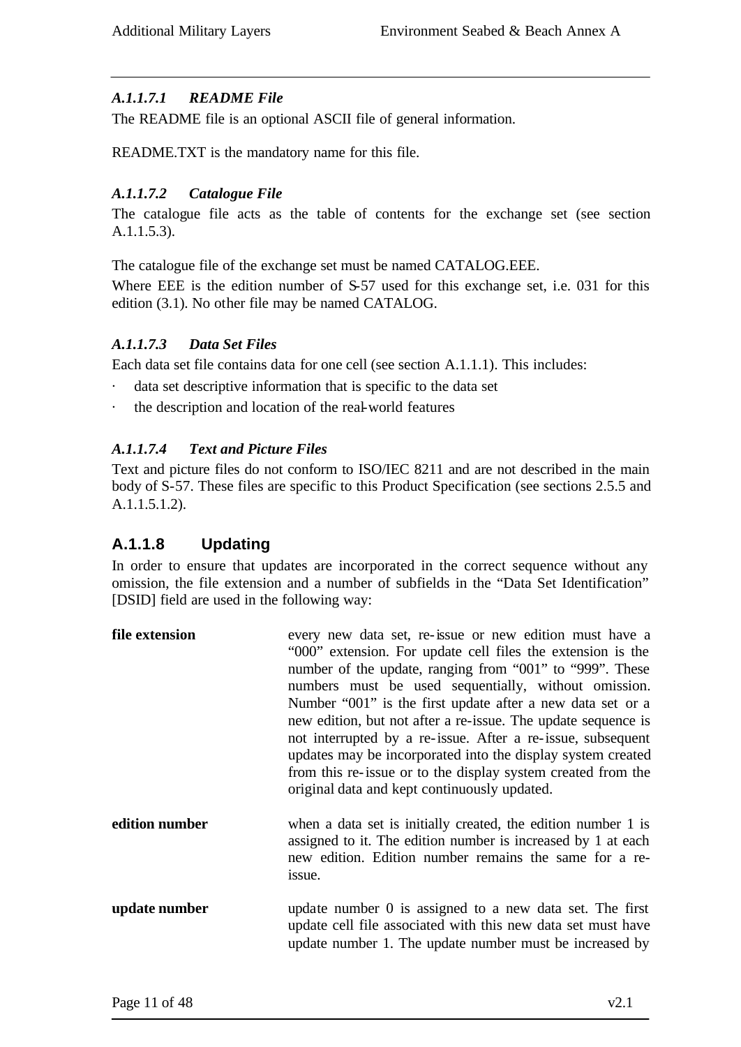#### *A.1.1.7.1 README File*

The README file is an optional ASCII file of general information.

README.TXT is the mandatory name for this file.

#### *A.1.1.7.2 Catalogue File*

The catalogue file acts as the table of contents for the exchange set (see section A.1.1.5.3).

The catalogue file of the exchange set must be named CATALOG.EEE.

Where EEE is the edition number of S-57 used for this exchange set, i.e. 031 for this edition (3.1). No other file may be named CATALOG.

#### *A.1.1.7.3 Data Set Files*

Each data set file contains data for one cell (see section A.1.1.1). This includes:

- data set descriptive information that is specific to the data set
- the description and location of the real-world features

#### *A.1.1.7.4 Text and Picture Files*

Text and picture files do not conform to ISO/IEC 8211 and are not described in the main body of S-57. These files are specific to this Product Specification (see sections 2.5.5 and A.1.1.5.1.2).

### A.1.1.8 Updating

In order to ensure that updates are incorporated in the correct sequence without any omission, the file extension and a number of subfields in the "Data Set Identification" [DSID] field are used in the following way:

**file extension** — every new data set, re-issue or new edition must have a "000" extension. For update cell files the extension is the number of the update, ranging from "001" to "999". These numbers must be used sequentially, without omission. Number "001" is the first update after a new data set or a new edition, but not after a re-issue. The update sequence is not interrupted by a re-issue. After a re-issue, subsequent updates may be incorporated into the display system created from this re-issue or to the display system created from the original data and kept continuously updated.

**edition number** — when a data set is initially created, the edition number 1 is assigned to it. The edition number is increased by 1 at each new edition. Edition number remains the same for a re-issue.

**update number** — update number 0 is assigned to a new data set. The first update cell file associated with this new data set must have update number 1. The update number must be increased by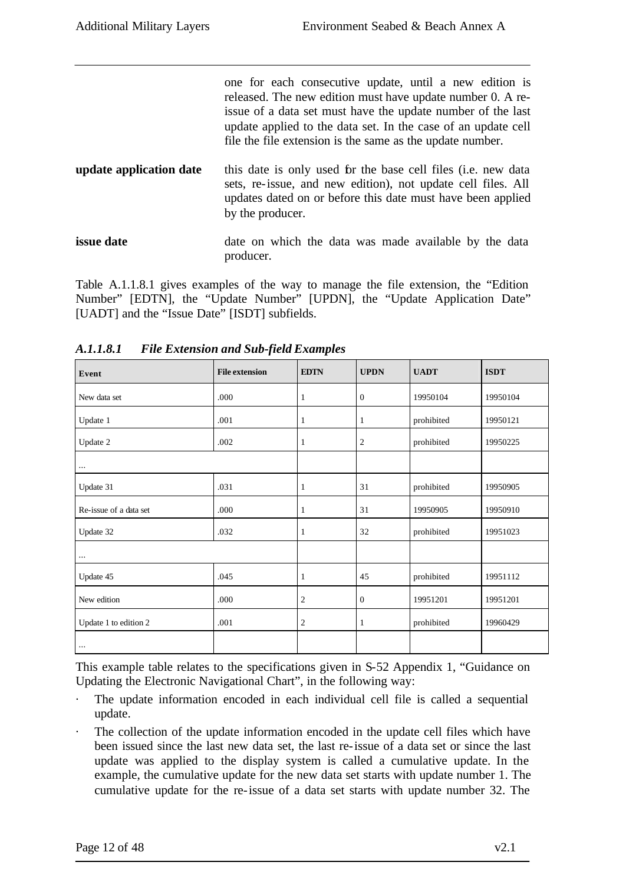one for each consecutive update, until a new edition is released. The new edition must have update number 0. A re-issue of a data set must have the update number of the last update applied to the data set. In the case of an update cell file the file extension is the same as the update number.

**update application date** this date is only used for the base cell files (i.e. new data sets, re-issue, and new edition), not update cell files. All updates dated on or before this date must have been applied by the producer.

**issue date** date on which the data was made available by the data producer.

Table A.1.1.8.1 gives examples of the way to manage the file extension, the "Edition Number" [EDTN], the "Update Number" [UPDN], the "Update Application Date" [UADT] and the "Issue Date" [ISDT] subfields.

### *A.1.1.8.1 File Extension and Sub-field Examples*

| Event | File extension | EDTN | UPDN | UADT | ISDT |
|---|---|---|---|---|---|
| New data set | .000 | 1 | 0 | 19950104 | 19950104 |
| Update 1 | .001 | 1 | 1 | prohibited | 19950121 |
| Update 2 | .002 | 1 | 2 | prohibited | 19950225 |
| ... | | | | | |
| Update 31 | .031 | 1 | 31 | prohibited | 19950905 |
| Re-issue of a data set | .000 | 1 | 31 | 19950905 | 19950910 |
| Update 32 | .032 | 1 | 32 | prohibited | 19951023 |
| ... | | | | | |
| Update 45 | .045 | 1 | 45 | prohibited | 19951112 |
| New edition | .000 | 2 | 0 | 19951201 | 19951201 |
| Update 1 to edition 2 | .001 | 2 | 1 | prohibited | 19960429 |
| ... | | | | | |

This example table relates to the specifications given in S-52 Appendix 1, "Guidance on Updating the Electronic Navigational Chart", in the following way:

- The update information encoded in each individual cell file is called a sequential update.
- The collection of the update information encoded in the update cell files which have been issued since the last new data set, the last re-issue of a data set or since the last update was applied to the display system is called a cumulative update. In the example, the cumulative update for the new data set starts with update number 1. The cumulative update for the re-issue of a data set starts with update number 32. The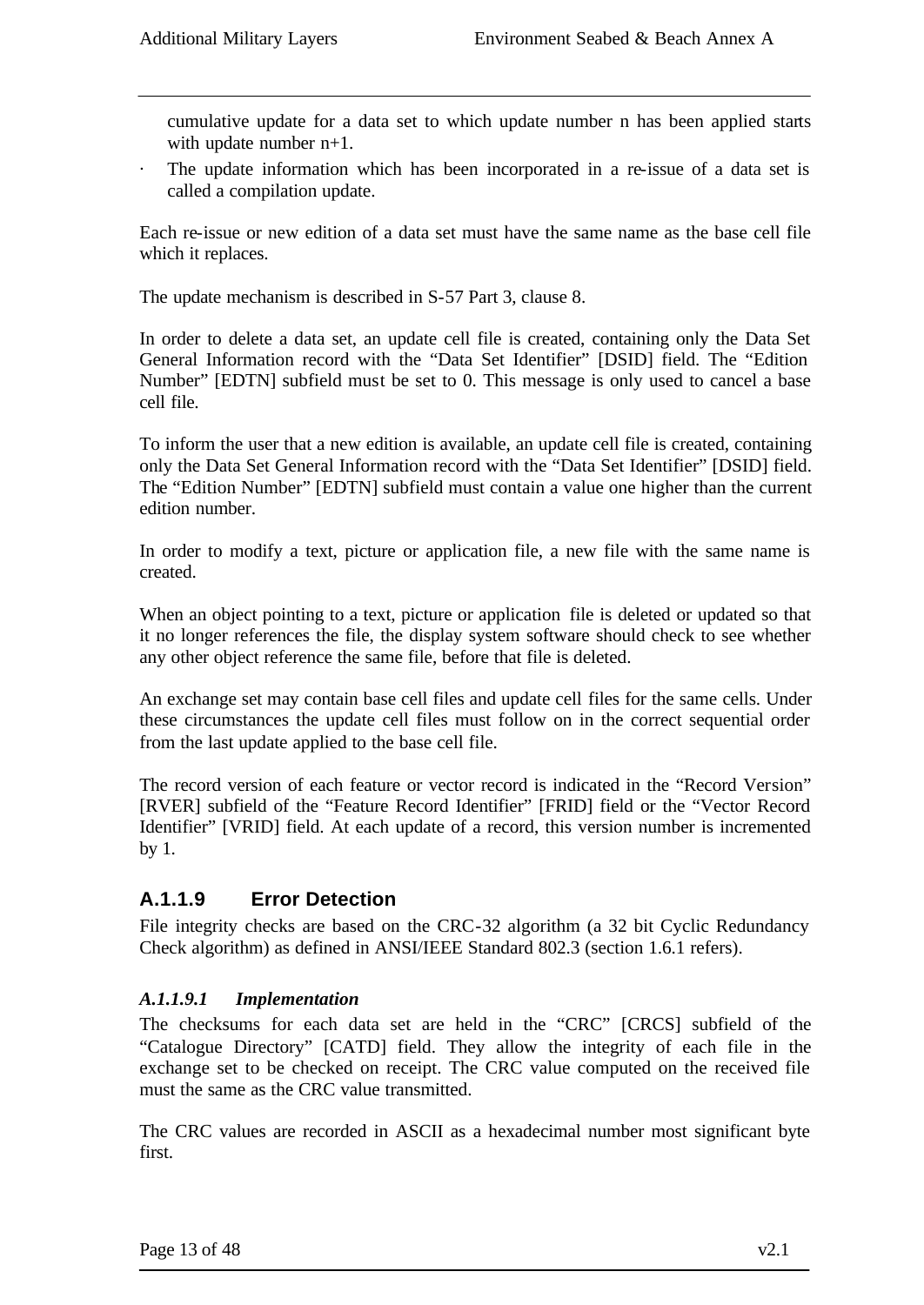cumulative update for a data set to which update number n has been applied starts with update number n+1.

- The update information which has been incorporated in a re-issue of a data set is called a compilation update.

Each re-issue or new edition of a data set must have the same name as the base cell file which it replaces.

The update mechanism is described in S-57 Part 3, clause 8.

In order to delete a data set, an update cell file is created, containing only the Data Set General Information record with the "Data Set Identifier" [DSID] field. The "Edition Number" [EDTN] subfield must be set to 0. This message is only used to cancel a base cell file.

To inform the user that a new edition is available, an update cell file is created, containing only the Data Set General Information record with the "Data Set Identifier" [DSID] field. The "Edition Number" [EDTN] subfield must contain a value one higher than the current edition number.

In order to modify a text, picture or application file, a new file with the same name is created.

When an object pointing to a text, picture or application file is deleted or updated so that it no longer references the file, the display system software should check to see whether any other object reference the same file, before that file is deleted.

An exchange set may contain base cell files and update cell files for the same cells. Under these circumstances the update cell files must follow on in the correct sequential order from the last update applied to the base cell file.

The record version of each feature or vector record is indicated in the "Record Version" [RVER] subfield of the "Feature Record Identifier" [FRID] field or the "Vector Record Identifier" [VRID] field. At each update of a record, this version number is incremented by 1.

### A.1.1.9 Error Detection

File integrity checks are based on the CRC-32 algorithm (a 32 bit Cyclic Redundancy Check algorithm) as defined in ANSI/IEEE Standard 802.3 (section 1.6.1 refers).

#### *A.1.1.9.1 Implementation*

The checksums for each data set are held in the "CRC" [CRCS] subfield of the "Catalogue Directory" [CATD] field. They allow the integrity of each file in the exchange set to be checked on receipt. The CRC value computed on the received file must the same as the CRC value transmitted.

The CRC values are recorded in ASCII as a hexadecimal number most significant byte first.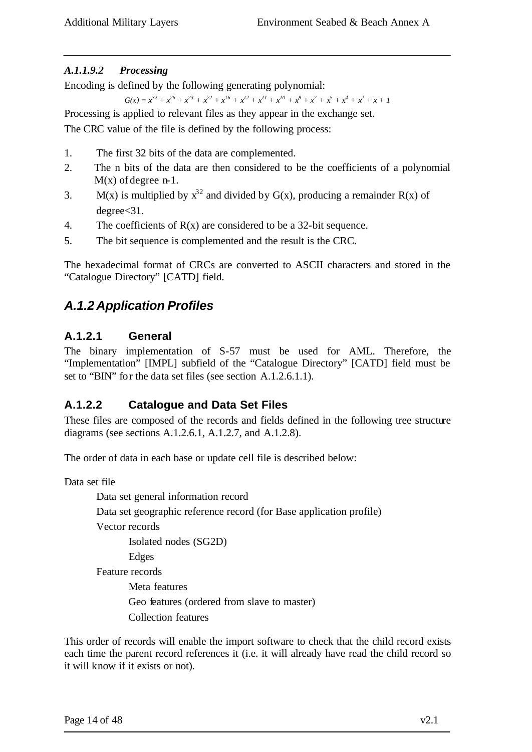#### *A.1.1.9.2 Processing*

Encoding is defined by the following generating polynomial:

$$G(x) = x^{32} + x^{26} + x^{23} + x^{22} + x^{16} + x^{12} + x^{11} + x^{10} + x^{8} + x^{7} + x^{5} + x^{4} + x^{2} + x + 1$$

Processing is applied to relevant files as they appear in the exchange set.

The CRC value of the file is defined by the following process:

1. The first 32 bits of the data are complemented.
2. The n bits of the data are then considered to be the coefficients of a polynomial $M(x)$ of degree n-1.
3. $M(x)$ is multiplied by $x^{32}$ and divided by $G(x)$, producing a remainder $R(x)$ of degree<31.
4. The coefficients of $R(x)$ are considered to be a 32-bit sequence.
5. The bit sequence is complemented and the result is the CRC.

The hexadecimal format of CRCs are converted to ASCII characters and stored in the "Catalogue Directory" [CATD] field.

## *A.1.2 Application Profiles*

### A.1.2.1 General

The binary implementation of S-57 must be used for AML. Therefore, the "Implementation" [IMPL] subfield of the "Catalogue Directory" [CATD] field must be set to "BIN" for the data set files (see section A.1.2.6.1.1).

### A.1.2.2 Catalogue and Data Set Files

These files are composed of the records and fields defined in the following tree structure diagrams (see sections A.1.2.6.1, A.1.2.7, and A.1.2.8).

The order of data in each base or update cell file is described below:

Data set file
- Data set general information record
- Data set geographic reference record (for Base application profile)
- Vector records
  - Isolated nodes (SG2D)
  - Edges
- Feature records
  - Meta features
  - Geo features (ordered from slave to master)
  - Collection features

This order of records will enable the import software to check that the child record exists each time the parent record references it (i.e. it will already have read the child record so it will know if it exists or not).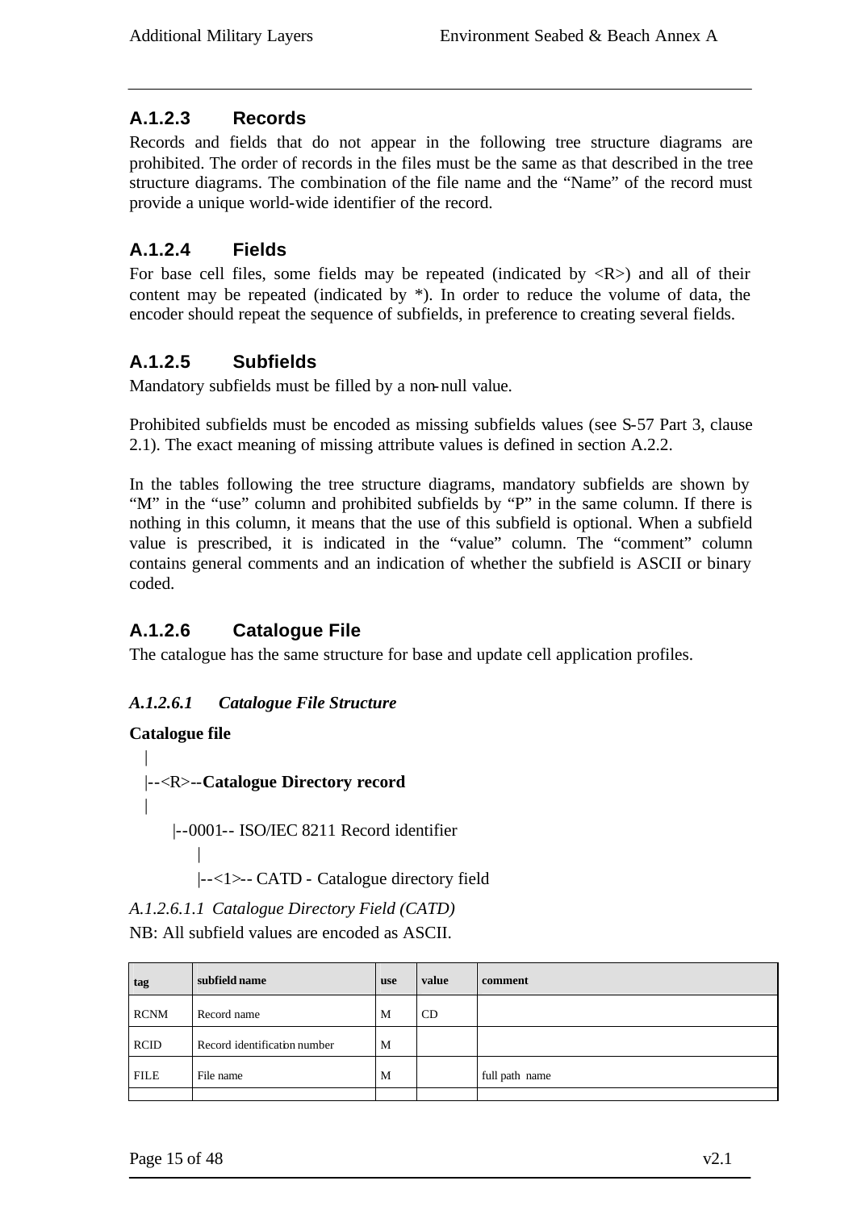### A.1.2.3 Records

Records and fields that do not appear in the following tree structure diagrams are prohibited. The order of records in the files must be the same as that described in the tree structure diagrams. The combination of the file name and the "Name" of the record must provide a unique world-wide identifier of the record.

### A.1.2.4 Fields

For base cell files, some fields may be repeated (indicated by <R>) and all of their content may be repeated (indicated by *). In order to reduce the volume of data, the encoder should repeat the sequence of subfields, in preference to creating several fields.

### A.1.2.5 Subfields

Mandatory subfields must be filled by a non-null value.

Prohibited subfields must be encoded as missing subfields values (see S-57 Part 3, clause 2.1). The exact meaning of missing attribute values is defined in section A.2.2.

In the tables following the tree structure diagrams, mandatory subfields are shown by "M" in the "use" column and prohibited subfields by "P" in the same column. If there is nothing in this column, it means that the use of this subfield is optional. When a subfield value is prescribed, it is indicated in the "value" column. The "comment" column contains general comments and an indication of whether the subfield is ASCII or binary coded.

### A.1.2.6 Catalogue File

The catalogue has the same structure for base and update cell application profiles.

#### *A.1.2.6.1 Catalogue File Structure*

**Catalogue file**

```
  |
  |--<R>--Catalogue Directory record
  |
       |--0001-- ISO/IEC 8211 Record identifier
            |
            |--<1>-- CATD - Catalogue directory field
```

*A.1.2.6.1.1 Catalogue Directory Field (CATD)*

NB: All subfield values are encoded as ASCII.

| tag | subfield name | use | value | comment |
|---|---|---|---|---|
| RCNM | Record name | M | CD | |
| RCID | Record identification number | M | | |
| FILE | File name | M | | full path name |
| | | | | |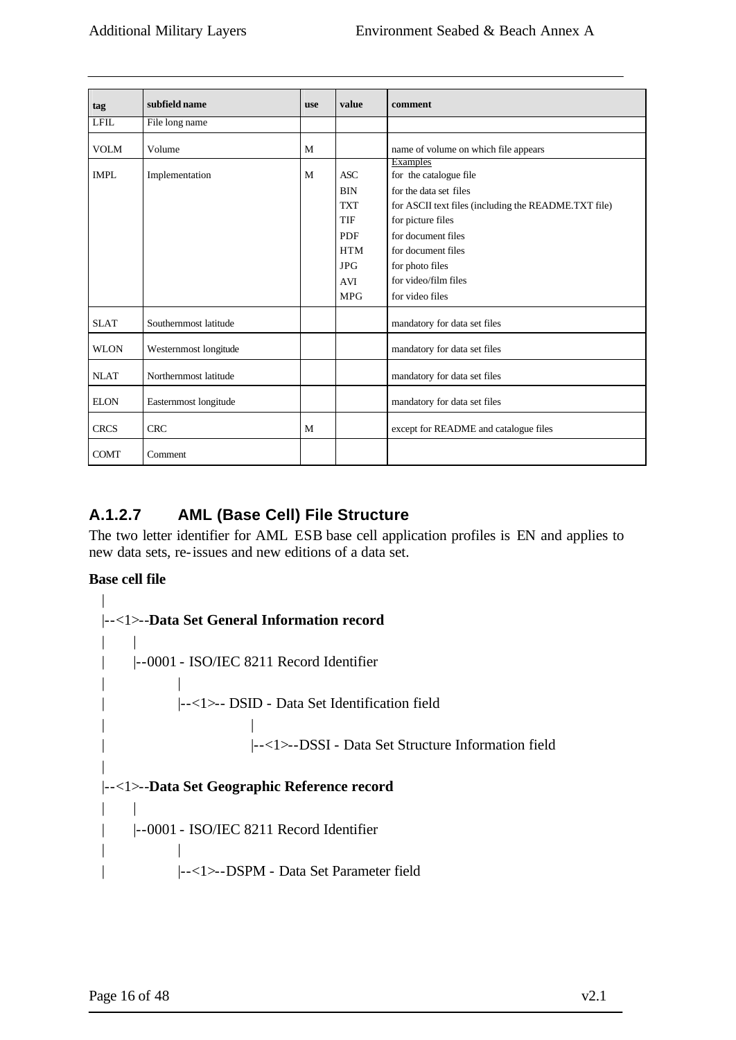| tag | subfield name | use | value | comment |
|---|---|---|---|---|
| LFIL | File long name | | | |
| VOLM | Volume | M | | name of volume on which file appears |
| IMPL | Implementation | M | ASC<br>BIN<br>TXT<br>TIF<br>PDF<br>HTM<br>JPG<br>AVI<br>MPG | Examples<br>for the catalogue file<br>for the data set files<br>for ASCII text files (including the README.TXT file)<br>for picture files<br>for document files<br>for document files<br>for photo files<br>for video/film files<br>for video files |
| SLAT | Southernmost latitude | | | mandatory for data set files |
| WLON | Westernmost longitude | | | mandatory for data set files |
| NLAT | Northernmost latitude | | | mandatory for data set files |
| ELON | Easternmost longitude | | | mandatory for data set files |
| CRCS | CRC | M | | except for README and catalogue files |
| COMT | Comment | | | |

### A.1.2.7 AML (Base Cell) File Structure

The two letter identifier for AML ESB base cell application profiles is EN and applies to new data sets, re-issues and new editions of a data set.

**Base cell file**

```
|
|--<1>--Data Set General Information record
|      |
|      |--0001 - ISO/IEC 8211 Record Identifier
|              |
|              |--<1>-- DSID - Data Set Identification field
|                          |
|                          |--<1>--DSSI - Data Set Structure Information field
|
|--<1>--Data Set Geographic Reference record
|      |
|      |--0001 - ISO/IEC 8211 Record Identifier
|              |
|              |--<1>--DSPM - Data Set Parameter field
```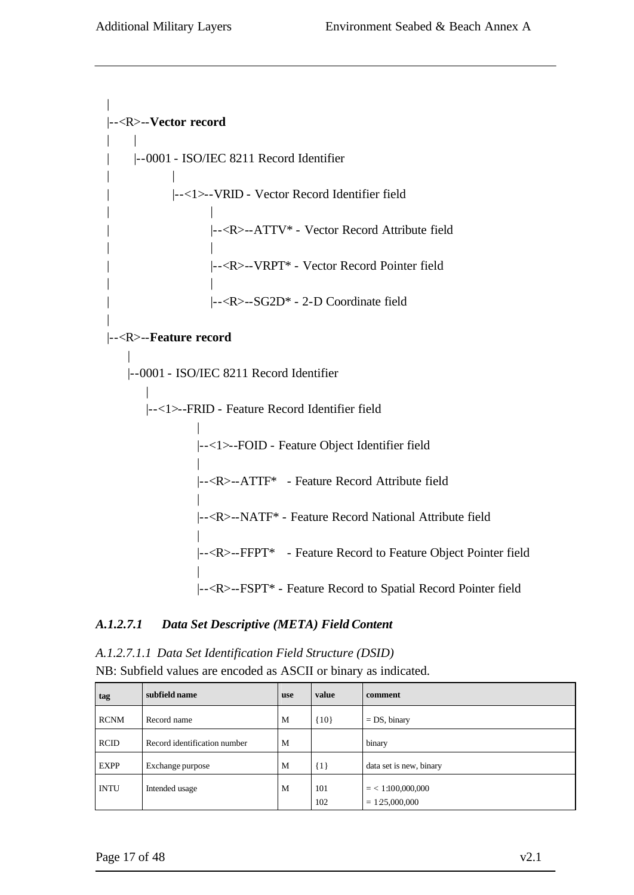```
|
|--<R>--Vector record
|      |
|      |--0001 - ISO/IEC 8211 Record Identifier
|              |
|              |--<1>--VRID - Vector Record Identifier field
|                      |
|                      |--<R>--ATTV* - Vector Record Attribute field
|                      |
|                      |--<R>--VRPT* - Vector Record Pointer field
|                      |
|                      |--<R>--SG2D* - 2-D Coordinate field
|
|--<R>--Feature record
     |
     |--0001 - ISO/IEC 8211 Record Identifier
         |
         |--<1>--FRID - Feature Record Identifier field
                    |
                    |--<1>--FOID - Feature Object Identifier field
                    |
                    |--<R>--ATTF*   - Feature Record Attribute field
                    |
                    |--<R>--NATF* - Feature Record National Attribute field
                    |
                    |--<R>--FFPT*    - Feature Record to Feature Object Pointer field
                    |
                    |--<R>--FSPT* - Feature Record to Spatial Record Pointer field
```

### *A.1.2.7.1 Data Set Descriptive (META) Field Content*

*A.1.2.7.1.1 Data Set Identification Field Structure (DSID)*

NB: Subfield values are encoded as ASCII or binary as indicated.

| tag | subfield name | use | value | comment |
|---|---|---|---|---|
| RCNM | Record name | M | {10} | = DS, binary |
| RCID | Record identification number | M | | binary |
| EXPP | Exchange purpose | M | {1} | data set is new, binary |
| INTU | Intended usage | M | 101<br>102 | = < 1:100,000,000<br>= 1:25,000,000 |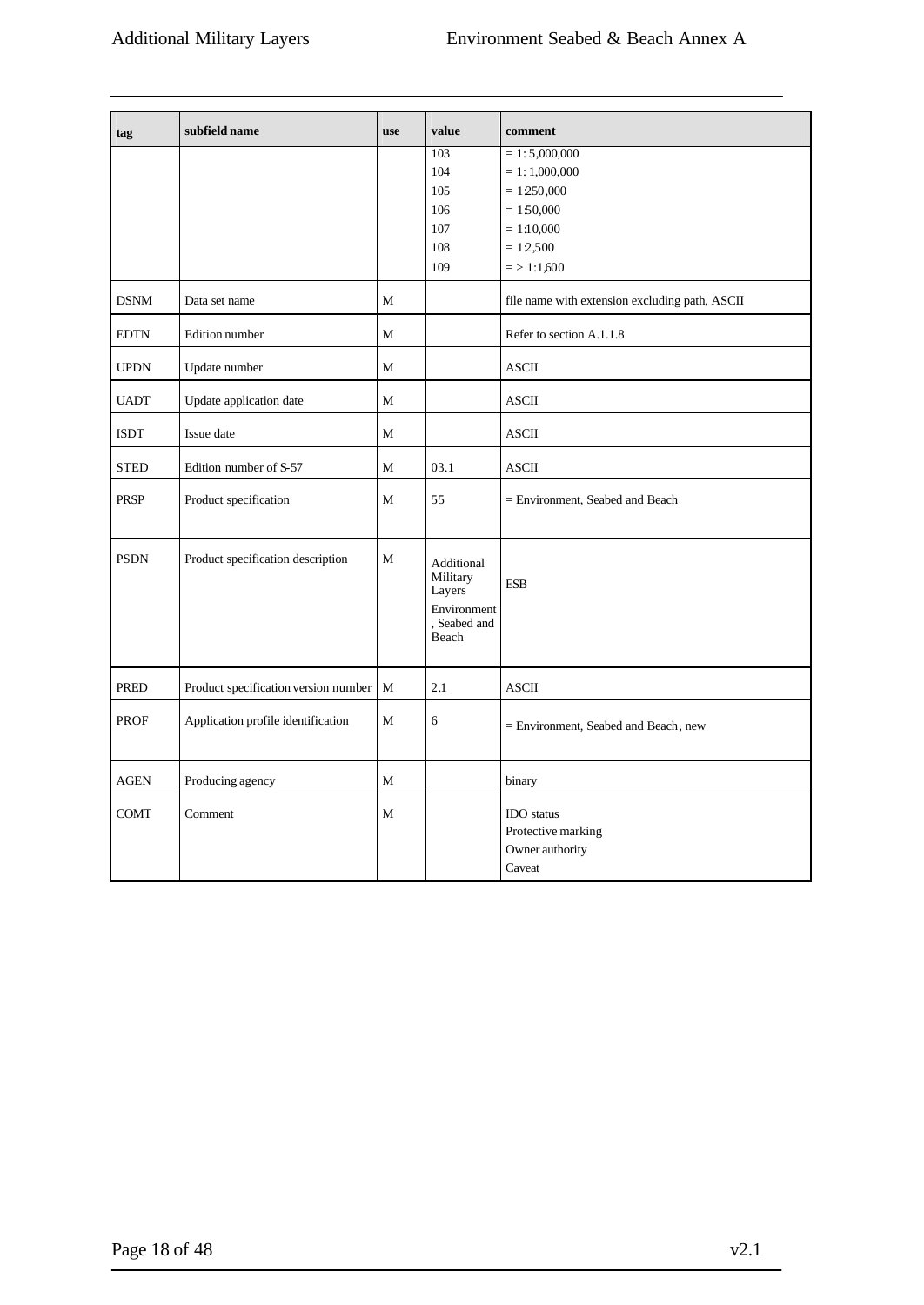| tag | subfield name | use | value | comment |
|---|---|---|---|---|
| | | | 103<br>104<br>105<br>106<br>107<br>108<br>109 | = 1: 5,000,000<br>= 1: 1,000,000<br>= 1:250,000<br>= 1:50,000<br>= 1:10,000<br>= 1:2,500<br>= > 1:1,600 |
| DSNM | Data set name | M | | file name with extension excluding path, ASCII |
| EDTN | Edition number | M | | Refer to section A.1.1.8 |
| UPDN | Update number | M | | ASCII |
| UADT | Update application date | M | | ASCII |
| ISDT | Issue date | M | | ASCII |
| STED | Edition number of S-57 | M | 03.1 | ASCII |
| PRSP | Product specification | M | 55 | = Environment, Seabed and Beach |
| PSDN | Product specification description | M | Additional Military Layers<br>Environment, Seabed and Beach | ESB |
| PRED | Product specification version number | M | 2.1 | ASCII |
| PROF | Application profile identification | M | 6 | = Environment, Seabed and Beach, new |
| AGEN | Producing agency | M | | binary |
| COMT | Comment | M | | IDO status<br>Protective marking<br>Owner authority<br>Caveat |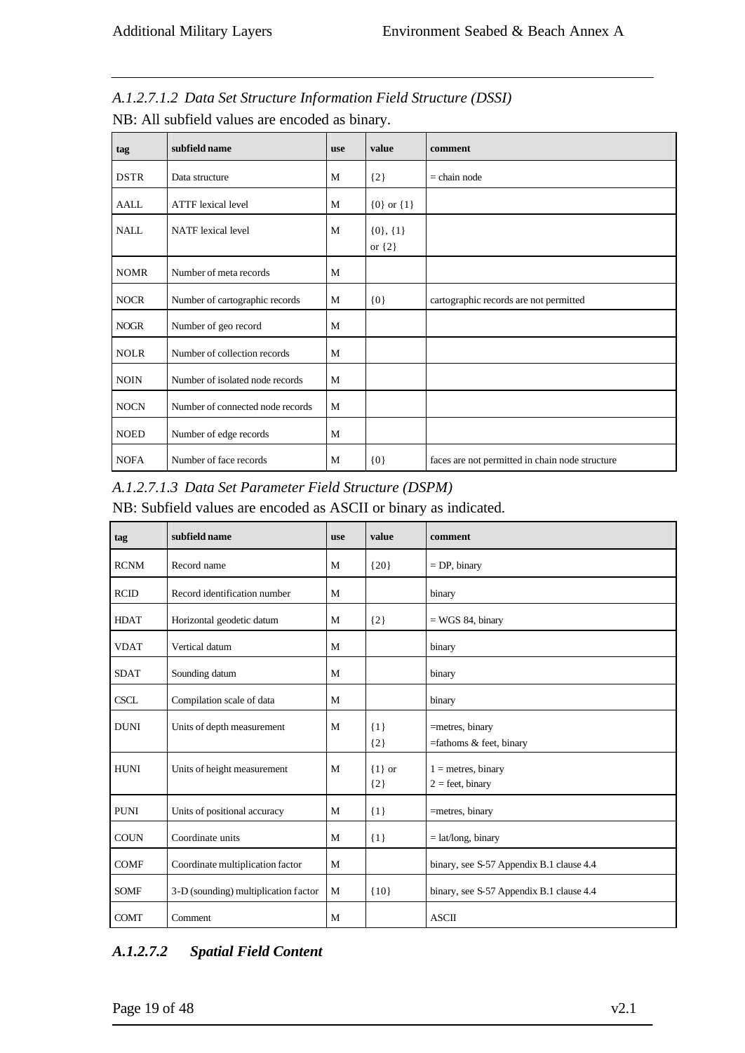*A.1.2.7.1.2 Data Set Structure Information Field Structure (DSSI)*

NB: All subfield values are encoded as binary.

| tag | subfield name | use | value | comment |
|---|---|---|---|---|
| DSTR | Data structure | M | {2} | = chain node |
| AALL | ATTF lexical level | M | {0} or {1} | |
| NALL | NATF lexical level | M | {0}, {1} or {2} | |
| NOMR | Number of meta records | M | | |
| NOCR | Number of cartographic records | M | {0} | cartographic records are not permitted |
| NOGR | Number of geo record | M | | |
| NOLR | Number of collection records | M | | |
| NOIN | Number of isolated node records | M | | |
| NOCN | Number of connected node records | M | | |
| NOED | Number of edge records | M | | |
| NOFA | Number of face records | M | {0} | faces are not permitted in chain node structure |

*A.1.2.7.1.3 Data Set Parameter Field Structure (DSPM)*

NB: Subfield values are encoded as ASCII or binary as indicated.

| tag | subfield name | use | value | comment |
|---|---|---|---|---|
| RCNM | Record name | M | {20} | = DP, binary |
| RCID | Record identification number | M | | binary |
| HDAT | Horizontal geodetic datum | M | {2} | = WGS 84, binary |
| VDAT | Vertical datum | M | | binary |
| SDAT | Sounding datum | M | | binary |
| CSCL | Compilation scale of data | M | | binary |
| DUNI | Units of depth measurement | M | {1}<br>{2} | =metres, binary<br>=fathoms & feet, binary |
| HUNI | Units of height measurement | M | {1} or<br>{2} | 1 = metres, binary<br>2 = feet, binary |
| PUNI | Units of positional accuracy | M | {1} | =metres, binary |
| COUN | Coordinate units | M | {1} | = lat/long, binary |
| COMF | Coordinate multiplication factor | M | | binary, see S-57 Appendix B.1 clause 4.4 |
| SOMF | 3-D (sounding) multiplication factor | M | {10} | binary, see S-57 Appendix B.1 clause 4.4 |
| COMT | Comment | M | | ASCII |

#### *A.1.2.7.2 Spatial Field Content*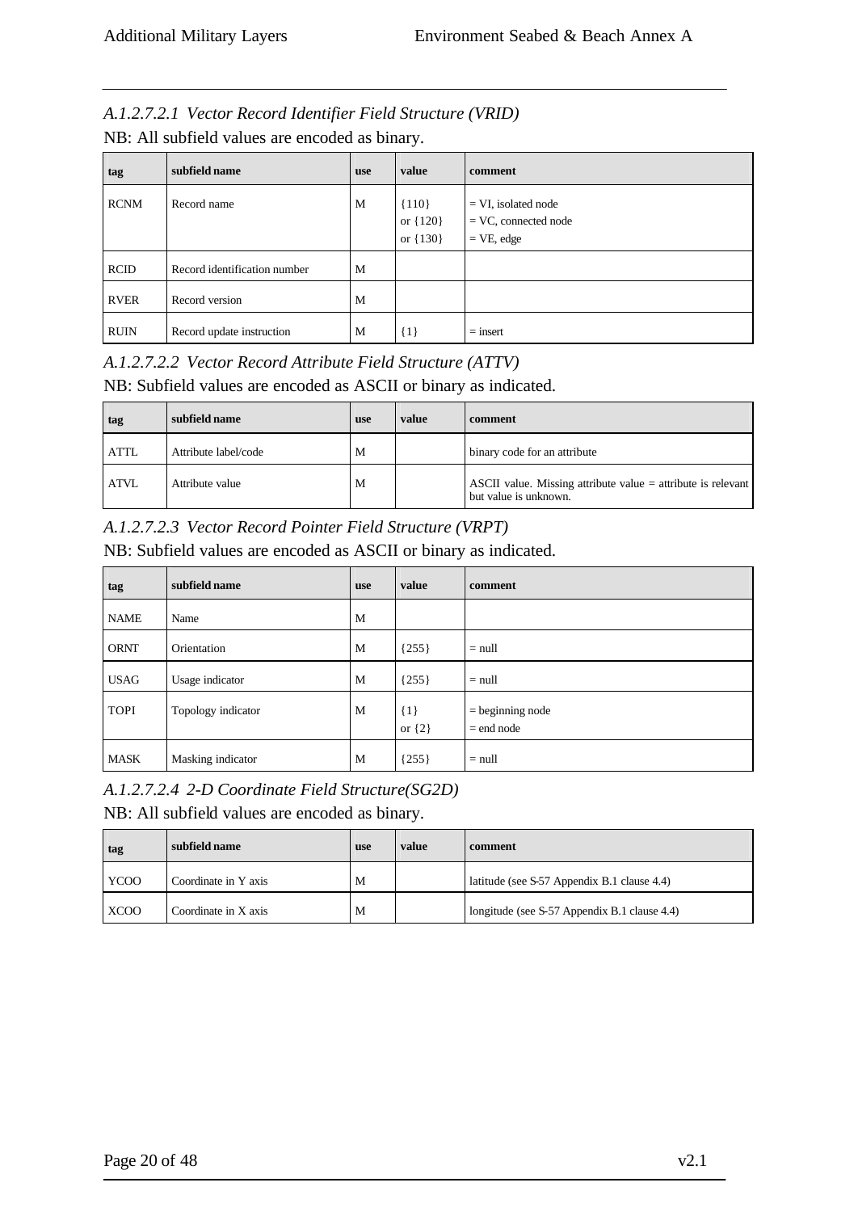*A.1.2.7.2.1 Vector Record Identifier Field Structure (VRID)*

NB: All subfield values are encoded as binary.

| tag | subfield name | use | value | comment |
|---|---|---|---|---|
| RCNM | Record name | M | {110}<br>or {120}<br>or {130} | = VI, isolated node<br>= VC, connected node<br>= VE, edge |
| RCID | Record identification number | M | | |
| RVER | Record version | M | | |
| RUIN | Record update instruction | M | {1} | = insert |

*A.1.2.7.2.2 Vector Record Attribute Field Structure (ATTV)*

NB: Subfield values are encoded as ASCII or binary as indicated.

| tag | subfield name | use | value | comment |
|---|---|---|---|---|
| ATTL | Attribute label/code | M | | binary code for an attribute |
| ATVL | Attribute value | M | | ASCII value. Missing attribute value = attribute is relevant but value is unknown. |

*A.1.2.7.2.3 Vector Record Pointer Field Structure (VRPT)*

NB: Subfield values are encoded as ASCII or binary as indicated.

| tag | subfield name | use | value | comment |
|---|---|---|---|---|
| NAME | Name | M | | |
| ORNT | Orientation | M | {255} | = null |
| USAG | Usage indicator | M | {255} | = null |
| TOPI | Topology indicator | M | {1}<br>or {2} | = beginning node<br>= end node |
| MASK | Masking indicator | M | {255} | = null |

*A.1.2.7.2.4 2-D Coordinate Field Structure(SG2D)*

NB: All subfield values are encoded as binary.

| tag | subfield name | use | value | comment |
|---|---|---|---|---|
| YCOO | Coordinate in Y axis | M | | latitude (see S-57 Appendix B.1 clause 4.4) |
| XCOO | Coordinate in X axis | M | | longitude (see S-57 Appendix B.1 clause 4.4) |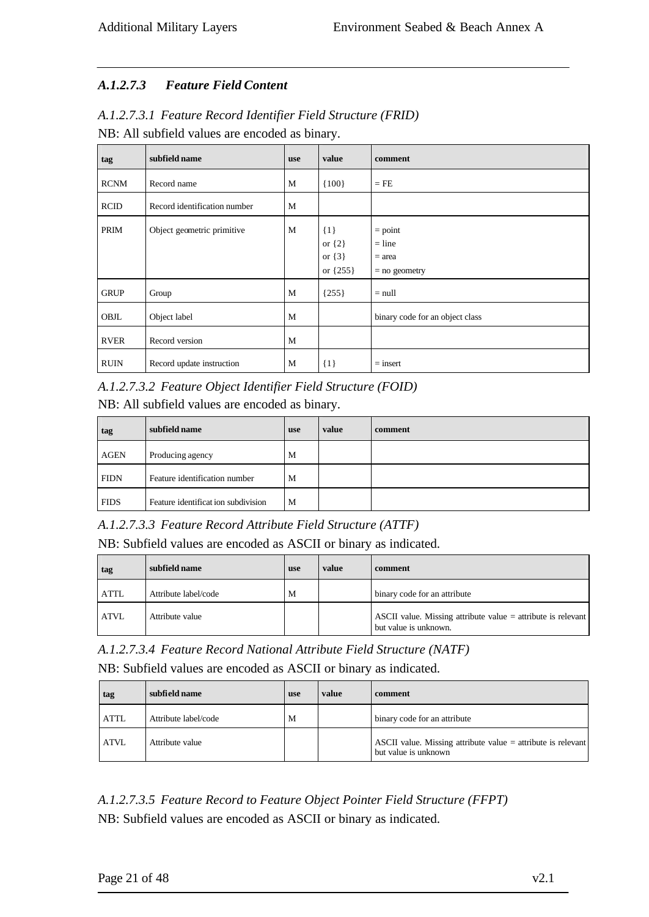#### *A.1.2.7.3 Feature Field Content*

*A.1.2.7.3.1 Feature Record Identifier Field Structure (FRID)*

NB: All subfield values are encoded as binary.

| tag | subfield name | use | value | comment |
|---|---|---|---|---|
| RCNM | Record name | M | {100} | = FE |
| RCID | Record identification number | M | | |
| PRIM | Object geometric primitive | M | {1}<br>or {2}<br>or {3}<br>or {255} | = point<br>= line<br>= area<br>= no geometry |
| GRUP | Group | M | {255} | = null |
| OBJL | Object label | M | | binary code for an object class |
| RVER | Record version | M | | |
| RUIN | Record update instruction | M | {1} | = insert |

*A.1.2.7.3.2 Feature Object Identifier Field Structure (FOID)*

NB: All subfield values are encoded as binary.

| tag | subfield name | use | value | comment |
|---|---|---|---|---|
| AGEN | Producing agency | M | | |
| FIDN | Feature identification number | M | | |
| FIDS | Feature identification subdivision | M | | |

*A.1.2.7.3.3 Feature Record Attribute Field Structure (ATTF)*

NB: Subfield values are encoded as ASCII or binary as indicated.

| tag | subfield name | use | value | comment |
|---|---|---|---|---|
| ATTL | Attribute label/code | M | | binary code for an attribute |
| ATVL | Attribute value | | | ASCII value. Missing attribute value = attribute is relevant but value is unknown. |

*A.1.2.7.3.4 Feature Record National Attribute Field Structure (NATF)*

NB: Subfield values are encoded as ASCII or binary as indicated.

| tag | subfield name | use | value | comment |
|---|---|---|---|---|
| ATTL | Attribute label/code | M | | binary code for an attribute |
| ATVL | Attribute value | | | ASCII value. Missing attribute value = attribute is relevant but value is unknown |

*A.1.2.7.3.5 Feature Record to Feature Object Pointer Field Structure (FFPT)*

NB: Subfield values are encoded as ASCII or binary as indicated.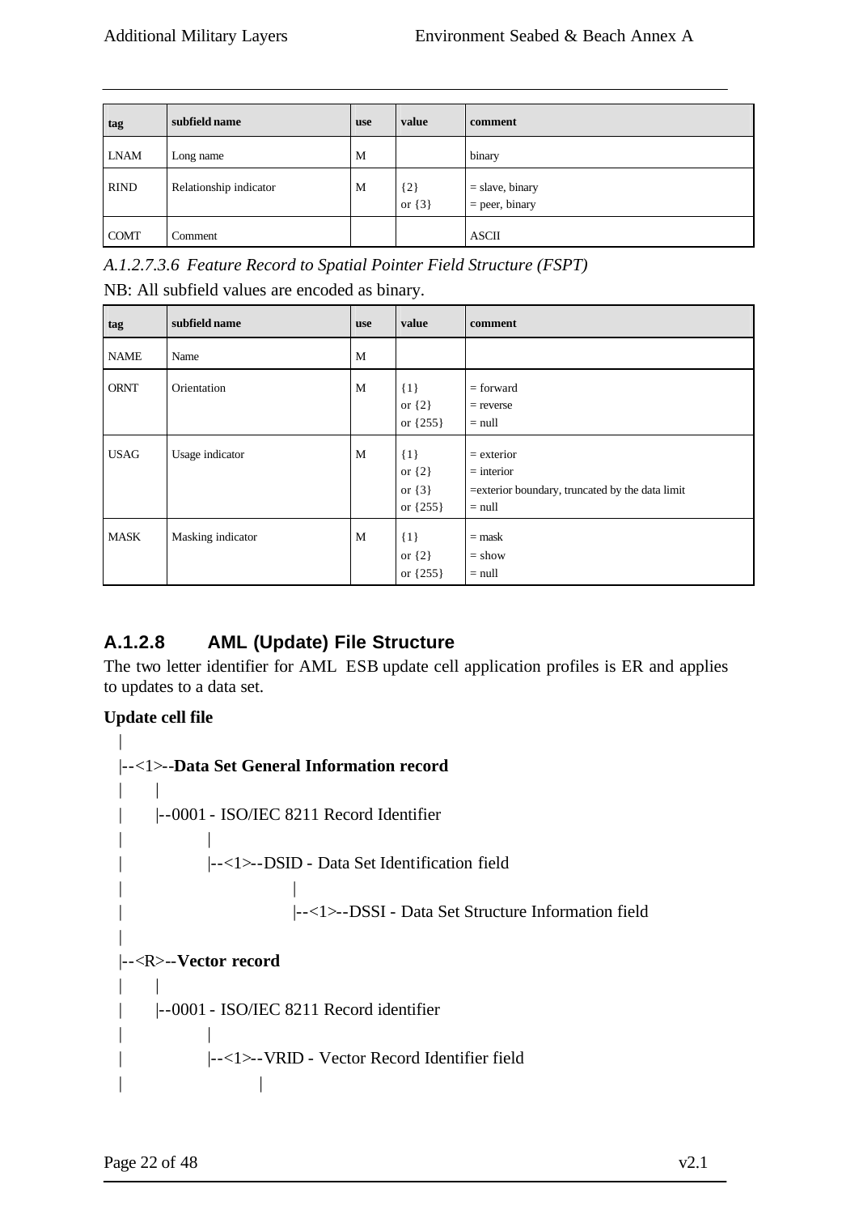| tag | subfield name | use | value | comment |
|---|---|---|---|---|
| LNAM | Long name | M | | binary |
| RIND | Relationship indicator | M | {2}<br>or {3} | = slave, binary<br>= peer, binary |
| COMT | Comment | | | ASCII |

*A.1.2.7.3.6 Feature Record to Spatial Pointer Field Structure (FSPT)*

NB: All subfield values are encoded as binary.

| tag | subfield name | use | value | comment |
|---|---|---|---|---|
| NAME | Name | M | | |
| ORNT | Orientation | M | {1}<br>or {2}<br>or {255} | = forward<br>= reverse<br>= null |
| USAG | Usage indicator | M | {1}<br>or {2}<br>or {3}<br>or {255} | = exterior<br>= interior<br>=exterior boundary, truncated by the data limit<br>= null |
| MASK | Masking indicator | M | {1}<br>or {2}<br>or {255} | = mask<br>= show<br>= null |

### A.1.2.8 AML (Update) File Structure

The two letter identifier for AML ESB update cell application profiles is ER and applies to updates to a data set.

**Update cell file**

```
 |
 |--<1>--Data Set General Information record
 |      |
 |      |--0001 - ISO/IEC 8211 Record Identifier
 |              |
 |              |--<1>--DSID - Data Set Identification field
 |                            |
 |                            |--<1>--DSSI - Data Set Structure Information field
 |
 |--<R>--Vector record
 |      |
 |      |--0001 - ISO/IEC 8211 Record identifier
 |              |
 |              |--<1>--VRID - Vector Record Identifier field
 |                      |
```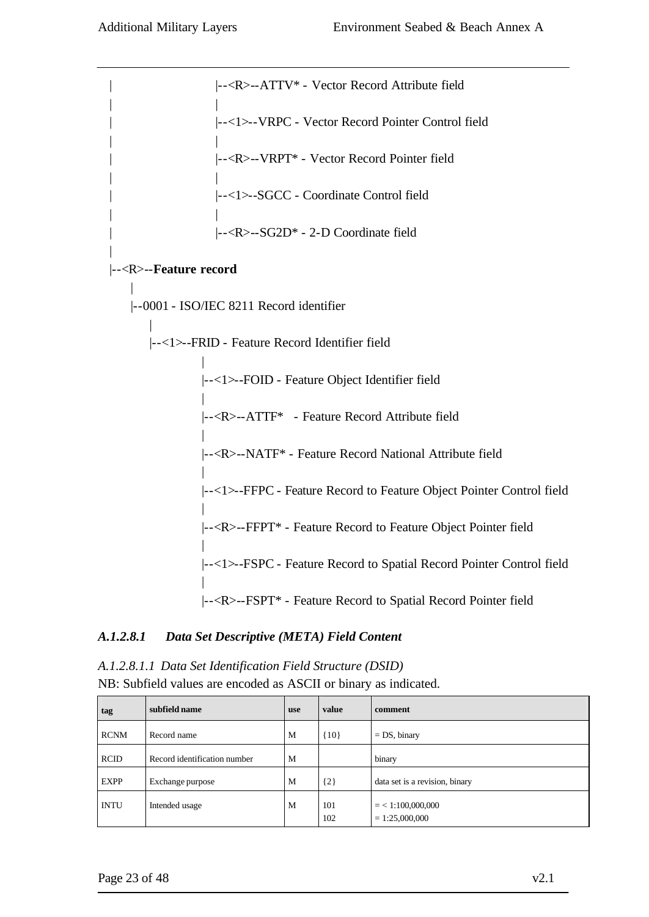```
|                       |--<R>--ATTV* - Vector Record Attribute field
|                       |
|                       |--<1>--VRPC - Vector Record Pointer Control field
|                       |
|                       |--<R>--VRPT* - Vector Record Pointer field
|                       |
|                       |--<1>--SGCC - Coordinate Control field
|                       |
|                       |--<R>--SG2D* - 2-D Coordinate field
|
|--<R>--Feature record
     |
     |--0001 - ISO/IEC 8211 Record identifier
          |
          |--<1>--FRID - Feature Record Identifier field
                     |
                     |--<1>--FOID - Feature Object Identifier field
                     |
                     |--<R>--ATTF*   - Feature Record Attribute field
                     |
                     |--<R>--NATF* - Feature Record National Attribute field
                     |
                     |--<1>--FFPC - Feature Record to Feature Object Pointer Control field
                     |
                     |--<R>--FFPT* - Feature Record to Feature Object Pointer field
                     |
                     |--<1>--FSPC - Feature Record to Spatial Record Pointer Control field
                     |
                     |--<R>--FSPT* - Feature Record to Spatial Record Pointer field
```

#### *A.1.2.8.1 Data Set Descriptive (META) Field Content*

*A.1.2.8.1.1 Data Set Identification Field Structure (DSID)*

NB: Subfield values are encoded as ASCII or binary as indicated.

| tag | subfield name | use | value | comment |
|---|---|---|---|---|
| RCNM | Record name | M | {10} | = DS, binary |
| RCID | Record identification number | M | | binary |
| EXPP | Exchange purpose | M | {2} | data set is a revision, binary |
| INTU | Intended usage | M | 101<br>102 | = < 1:100,000,000<br>= 1:25,000,000 |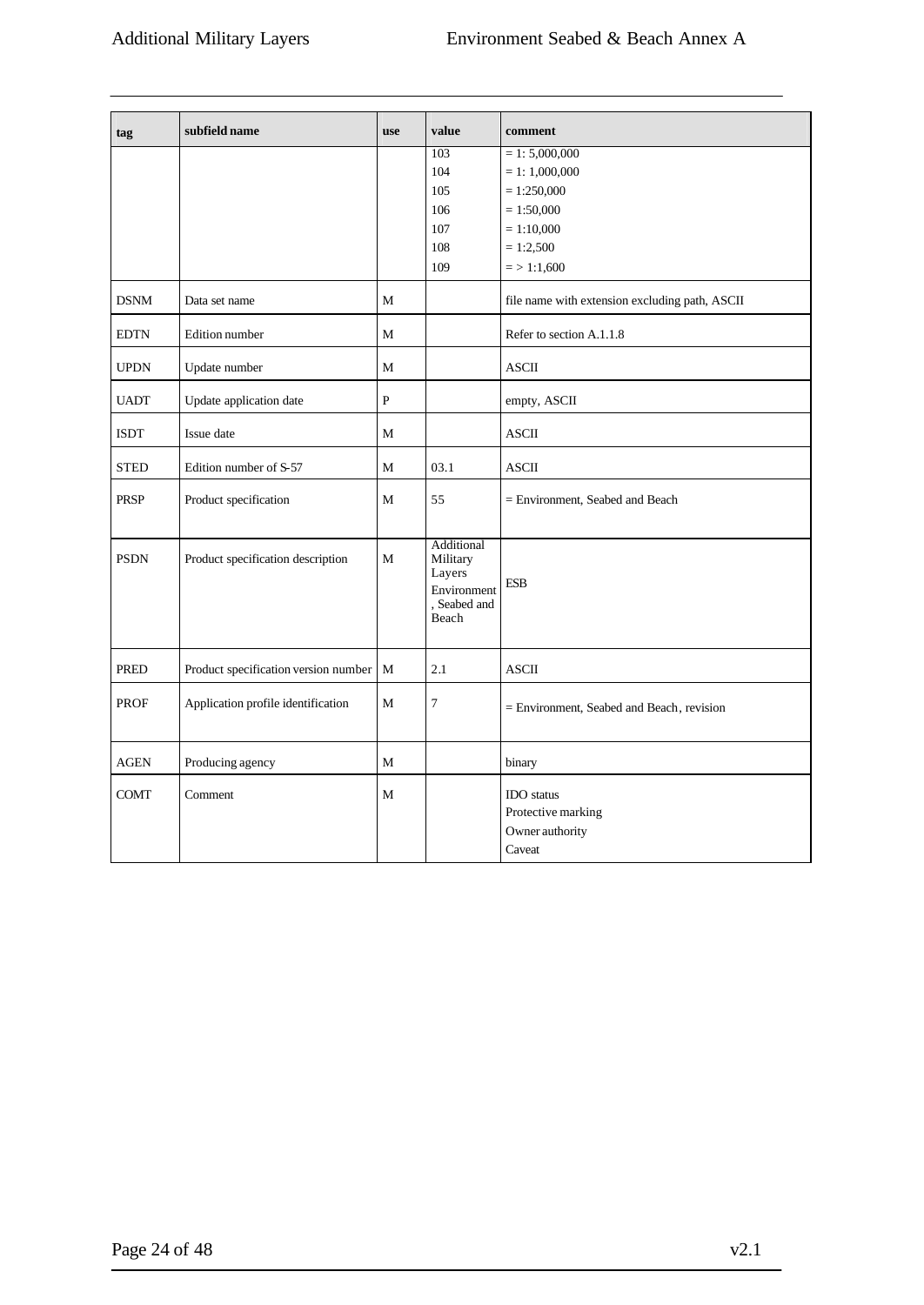| tag | subfield name | use | value | comment |
|---|---|---|---|---|
| | | | 103<br>104<br>105<br>106<br>107<br>108<br>109 | = 1: 5,000,000<br>= 1: 1,000,000<br>= 1:250,000<br>= 1:50,000<br>= 1:10,000<br>= 1:2,500<br>= > 1:1,600 |
| DSNM | Data set name | M | | file name with extension excluding path, ASCII |
| EDTN | Edition number | M | | Refer to section A.1.1.8 |
| UPDN | Update number | M | | ASCII |
| UADT | Update application date | P | | empty, ASCII |
| ISDT | Issue date | M | | ASCII |
| STED | Edition number of S-57 | M | 03.1 | ASCII |
| PRSP | Product specification | M | 55 | = Environment, Seabed and Beach |
| PSDN | Product specification description | M | Additional Military Layers Environment, Seabed and Beach | ESB |
| PRED | Product specification version number | M | 2.1 | ASCII |
| PROF | Application profile identification | M | 7 | = Environment, Seabed and Beach, revision |
| AGEN | Producing agency | M | | binary |
| COMT | Comment | M | | IDO status<br>Protective marking<br>Owner authority<br>Caveat |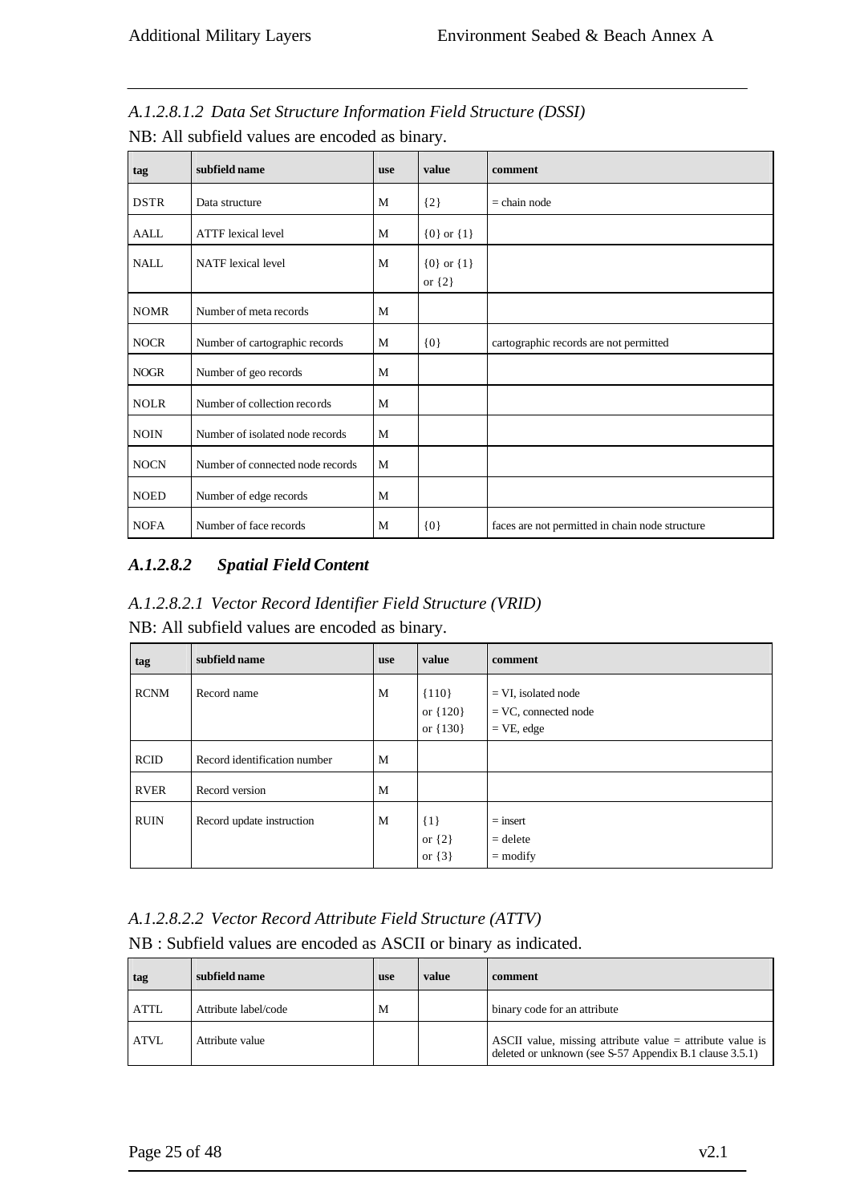*A.1.2.8.1.2 Data Set Structure Information Field Structure (DSSI)*

NB: All subfield values are encoded as binary.

| tag | subfield name | use | value | comment |
|---|---|---|---|---|
| DSTR | Data structure | M | {2} | = chain node |
| AALL | ATTF lexical level | M | {0} or {1} | |
| NALL | NATF lexical level | M | {0} or {1} or {2} | |
| NOMR | Number of meta records | M | | |
| NOCR | Number of cartographic records | M | {0} | cartographic records are not permitted |
| NOGR | Number of geo records | M | | |
| NOLR | Number of collection records | M | | |
| NOIN | Number of isolated node records | M | | |
| NOCN | Number of connected node records | M | | |
| NOED | Number of edge records | M | | |
| NOFA | Number of face records | M | {0} | faces are not permitted in chain node structure |

### *A.1.2.8.2 Spatial Field Content*

*A.1.2.8.2.1 Vector Record Identifier Field Structure (VRID)*

NB: All subfield values are encoded as binary.

| tag | subfield name | use | value | comment |
|---|---|---|---|---|
| RCNM | Record name | M | {110} or {120} or {130} | = VI, isolated node = VC, connected node = VE, edge |
| RCID | Record identification number | M | | |
| RVER | Record version | M | | |
| RUIN | Record update instruction | M | {1} or {2} or {3} | = insert = delete = modify |

*A.1.2.8.2.2 Vector Record Attribute Field Structure (ATTV)*

NB : Subfield values are encoded as ASCII or binary as indicated.

| tag | subfield name | use | value | comment |
|---|---|---|---|---|
| ATTL | Attribute label/code | M | | binary code for an attribute |
| ATVL | Attribute value | | | ASCII value, missing attribute value = attribute value is deleted or unknown (see S-57 Appendix B.1 clause 3.5.1) |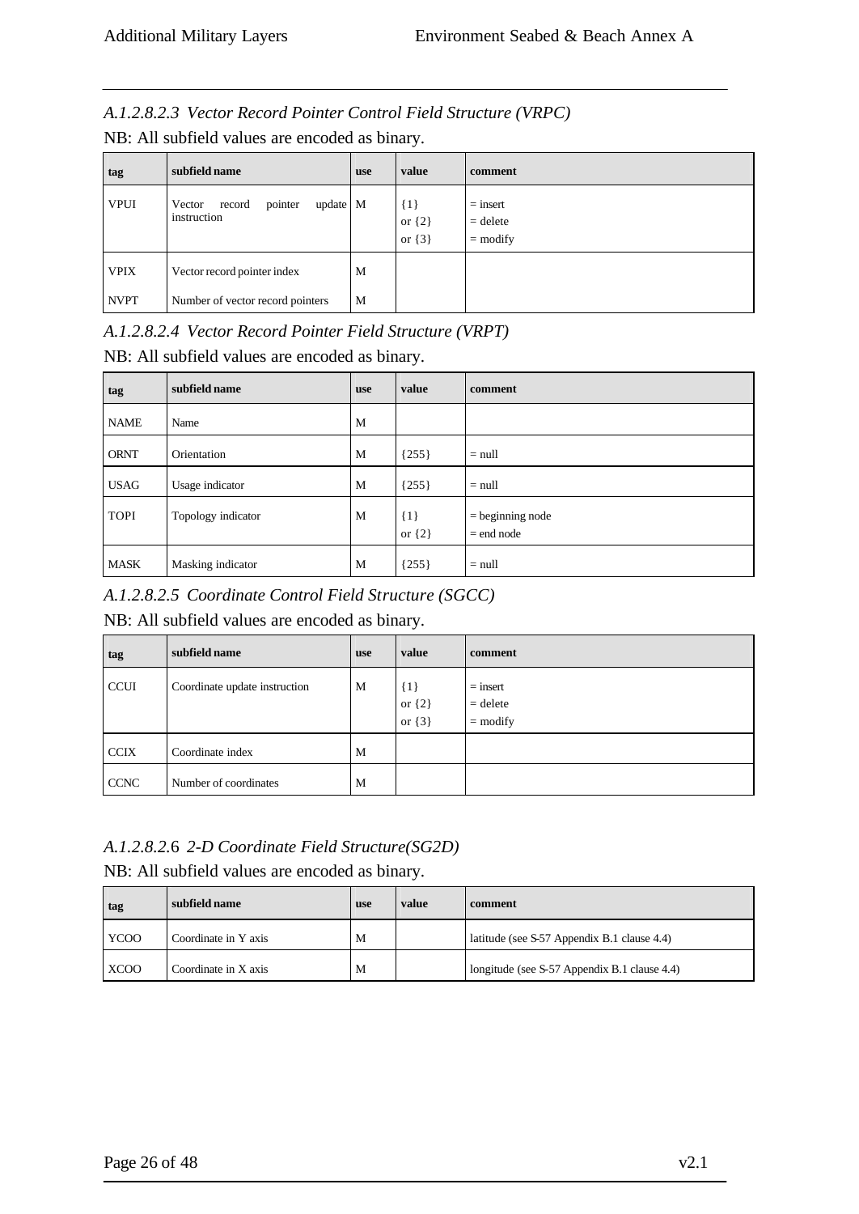### *A.1.2.8.2.3 Vector Record Pointer Control Field Structure (VRPC)*

NB: All subfield values are encoded as binary.

| tag | subfield name | use | value | comment |
|---|---|---|---|---|
| VPUI | Vector record pointer update instruction | M | {1}<br>or {2}<br>or {3} | = insert<br>= delete<br>= modify |
| VPIX | Vector record pointer index | M | | |
| NVPT | Number of vector record pointers | M | | |

### *A.1.2.8.2.4 Vector Record Pointer Field Structure (VRPT)*

NB: All subfield values are encoded as binary.

| tag | subfield name | use | value | comment |
|---|---|---|---|---|
| NAME | Name | M | | |
| ORNT | Orientation | M | {255} | = null |
| USAG | Usage indicator | M | {255} | = null |
| TOPI | Topology indicator | M | {1}<br>or {2} | = beginning node<br>= end node |
| MASK | Masking indicator | M | {255} | = null |

### *A.1.2.8.2.5 Coordinate Control Field Structure (SGCC)*

NB: All subfield values are encoded as binary.

| tag | subfield name | use | value | comment |
|---|---|---|---|---|
| CCUI | Coordinate update instruction | M | {1}<br>or {2}<br>or {3} | = insert<br>= delete<br>= modify |
| CCIX | Coordinate index | M | | |
| CCNC | Number of coordinates | M | | |

### *A.1.2.8.2.6 2-D Coordinate Field Structure(SG2D)*

NB: All subfield values are encoded as binary.

| tag | subfield name | use | value | comment |
|---|---|---|---|---|
| YCOO | Coordinate in Y axis | M | | latitude (see S-57 Appendix B.1 clause 4.4) |
| XCOO | Coordinate in X axis | M | | longitude (see S-57 Appendix B.1 clause 4.4) |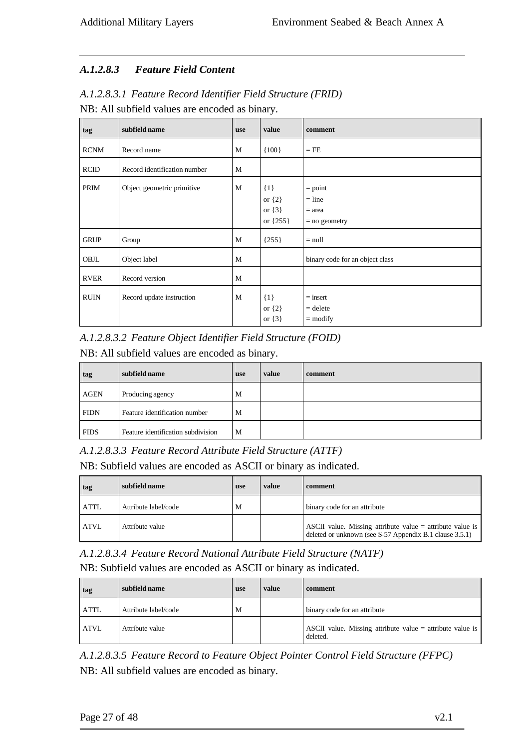### *A.1.2.8.3 Feature Field Content*

*A.1.2.8.3.1 Feature Record Identifier Field Structure (FRID)*

NB: All subfield values are encoded as binary.

| tag | subfield name | use | value | comment |
|---|---|---|---|---|
| RCNM | Record name | M | {100} | = FE |
| RCID | Record identification number | M | | |
| PRIM | Object geometric primitive | M | {1}<br>or {2}<br>or {3}<br>or {255} | = point<br>= line<br>= area<br>= no geometry |
| GRUP | Group | M | {255} | = null |
| OBJL | Object label | M | | binary code for an object class |
| RVER | Record version | M | | |
| RUIN | Record update instruction | M | {1}<br>or {2}<br>or {3} | = insert<br>= delete<br>= modify |

*A.1.2.8.3.2 Feature Object Identifier Field Structure (FOID)*

NB: All subfield values are encoded as binary.

| tag | subfield name | use | value | comment |
|---|---|---|---|---|
| AGEN | Producing agency | M | | |
| FIDN | Feature identification number | M | | |
| FIDS | Feature identification subdivision | M | | |

*A.1.2.8.3.3 Feature Record Attribute Field Structure (ATTF)*

NB: Subfield values are encoded as ASCII or binary as indicated.

| tag | subfield name | use | value | comment |
|---|---|---|---|---|
| ATTL | Attribute label/code | M | | binary code for an attribute |
| ATVL | Attribute value | | | ASCII value. Missing attribute value = attribute value is deleted or unknown (see S-57 Appendix B.1 clause 3.5.1) |

*A.1.2.8.3.4 Feature Record National Attribute Field Structure (NATF)*

NB: Subfield values are encoded as ASCII or binary as indicated.

| tag | subfield name | use | value | comment |
|---|---|---|---|---|
| ATTL | Attribute label/code | M | | binary code for an attribute |
| ATVL | Attribute value | | | ASCII value. Missing attribute value = attribute value is deleted. |

*A.1.2.8.3.5 Feature Record to Feature Object Pointer Control Field Structure (FFPC)*

NB: All subfield values are encoded as binary.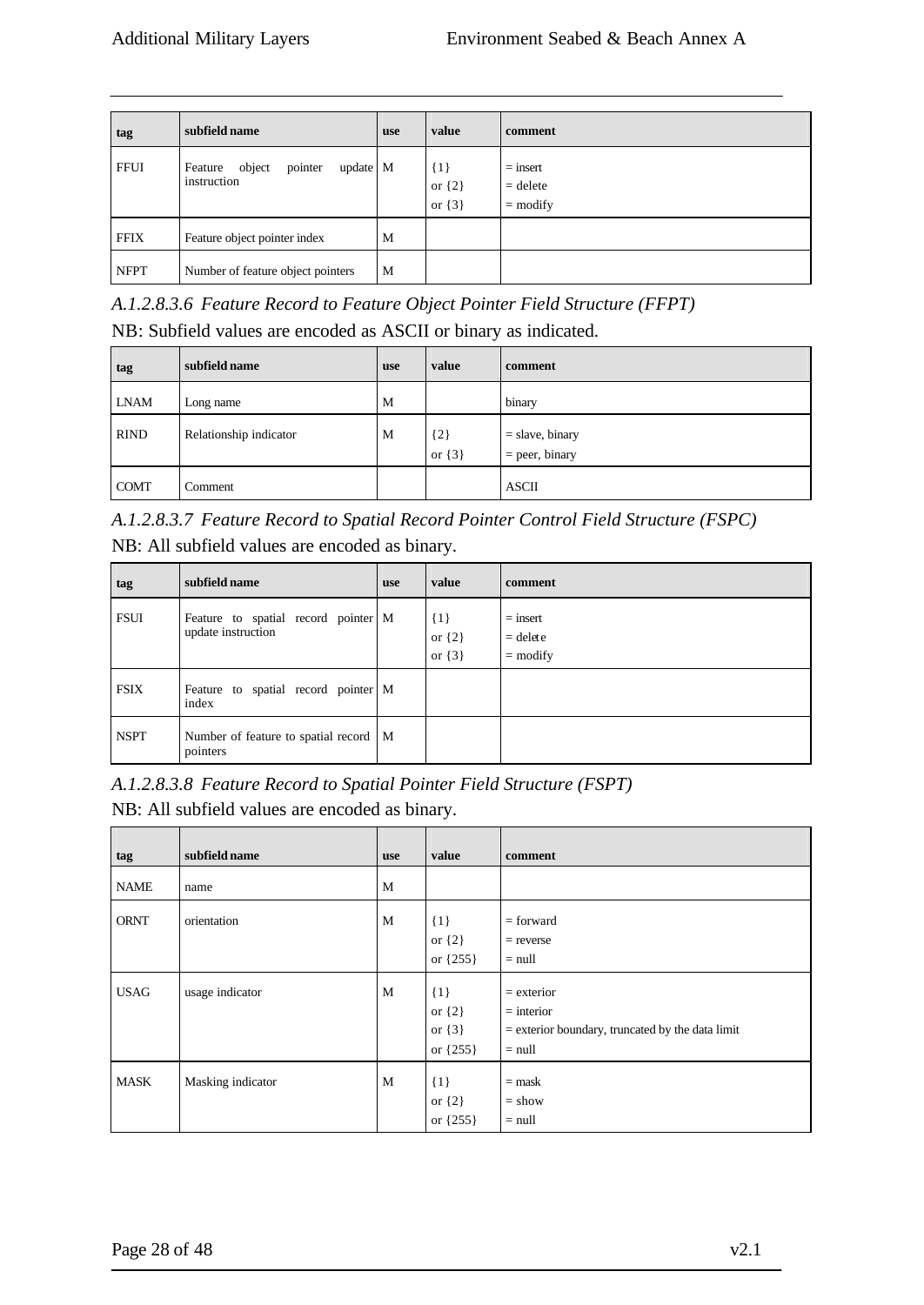| tag | subfield name | use | value | comment |
|---|---|---|---|---|
| FFUI | Feature object pointer update instruction | M | {1}<br>or {2}<br>or {3} | = insert<br>= delete<br>= modify |
| FFIX | Feature object pointer index | M | | |
| NFPT | Number of feature object pointers | M | | |

*A.1.2.8.3.6 Feature Record to Feature Object Pointer Field Structure (FFPT)*

NB: Subfield values are encoded as ASCII or binary as indicated.

| tag | subfield name | use | value | comment |
|---|---|---|---|---|
| LNAM | Long name | M | | binary |
| RIND | Relationship indicator | M | {2}<br>or {3} | = slave, binary<br>= peer, binary |
| COMT | Comment | | | ASCII |

*A.1.2.8.3.7 Feature Record to Spatial Record Pointer Control Field Structure (FSPC)*

NB: All subfield values are encoded as binary.

| tag | subfield name | use | value | comment |
|---|---|---|---|---|
| FSUI | Feature to spatial record pointer update instruction | M | {1}<br>or {2}<br>or {3} | = insert<br>= delete<br>= modify |
| FSIX | Feature to spatial record pointer index | M | | |
| NSPT | Number of feature to spatial record pointers | M | | |

*A.1.2.8.3.8 Feature Record to Spatial Pointer Field Structure (FSPT)*

NB: All subfield values are encoded as binary.

| tag | subfield name | use | value | comment |
|---|---|---|---|---|
| NAME | name | M | | |
| ORNT | orientation | M | {1}<br>or {2}<br>or {255} | = forward<br>= reverse<br>= null |
| USAG | usage indicator | M | {1}<br>or {2}<br>or {3}<br>or {255} | = exterior<br>= interior<br>= exterior boundary, truncated by the data limit<br>= null |
| MASK | Masking indicator | M | {1}<br>or {2}<br>or {255} | = mask<br>= show<br>= null |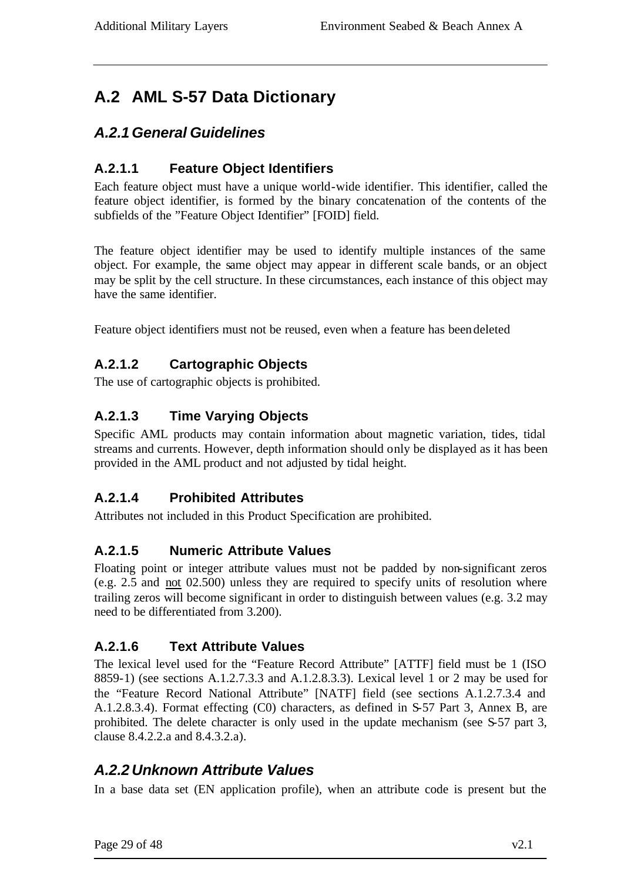## A.2 AML S-57 Data Dictionary

### *A.2.1 General Guidelines*

#### A.2.1.1 Feature Object Identifiers

Each feature object must have a unique world-wide identifier. This identifier, called the feature object identifier, is formed by the binary concatenation of the contents of the subfields of the "Feature Object Identifier" [FOID] field.

The feature object identifier may be used to identify multiple instances of the same object. For example, the same object may appear in different scale bands, or an object may be split by the cell structure. In these circumstances, each instance of this object may have the same identifier.

Feature object identifiers must not be reused, even when a feature has been deleted

#### A.2.1.2 Cartographic Objects

The use of cartographic objects is prohibited.

#### A.2.1.3 Time Varying Objects

Specific AML products may contain information about magnetic variation, tides, tidal streams and currents. However, depth information should only be displayed as it has been provided in the AML product and not adjusted by tidal height.

#### A.2.1.4 Prohibited Attributes

Attributes not included in this Product Specification are prohibited.

#### A.2.1.5 Numeric Attribute Values

Floating point or integer attribute values must not be padded by non-significant zeros (e.g. 2.5 and <u>not</u> 02.500) unless they are required to specify units of resolution where trailing zeros will become significant in order to distinguish between values (e.g. 3.2 may need to be differentiated from 3.200).

#### A.2.1.6 Text Attribute Values

The lexical level used for the "Feature Record Attribute" [ATTF] field must be 1 (ISO 8859-1) (see sections A.1.2.7.3.3 and A.1.2.8.3.3). Lexical level 1 or 2 may be used for the "Feature Record National Attribute" [NATF] field (see sections A.1.2.7.3.4 and A.1.2.8.3.4). Format effecting (C0) characters, as defined in S-57 Part 3, Annex B, are prohibited. The delete character is only used in the update mechanism (see S-57 part 3, clause 8.4.2.2.a and 8.4.3.2.a).

### *A.2.2 Unknown Attribute Values*

In a base data set (EN application profile), when an attribute code is present but the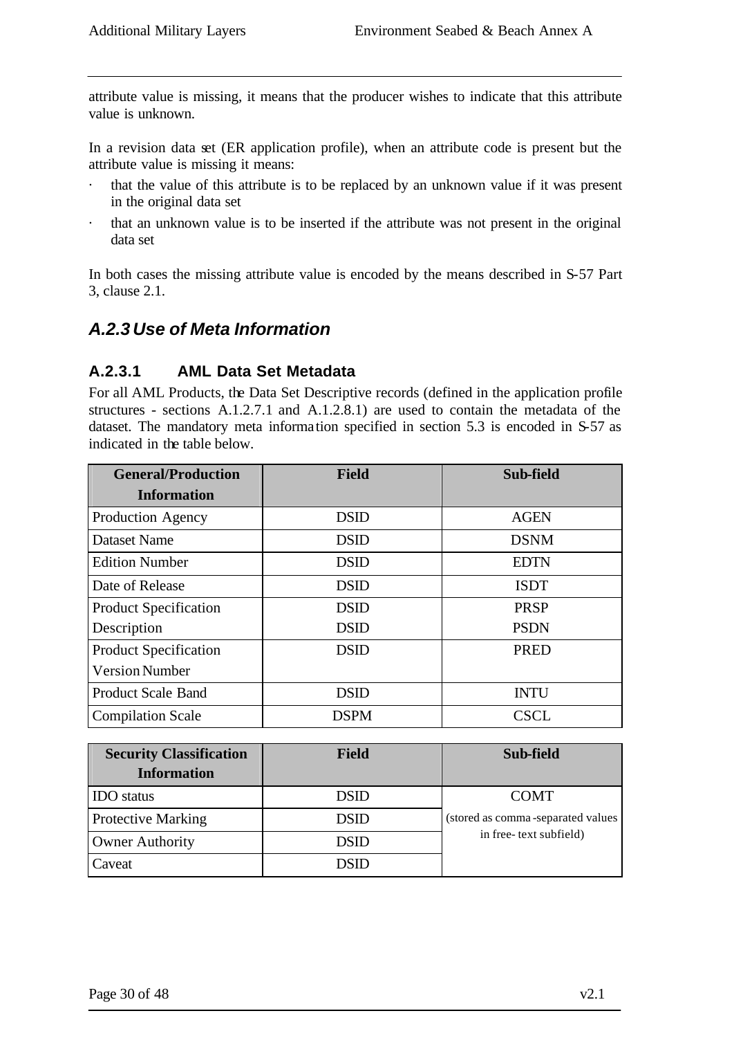attribute value is missing, it means that the producer wishes to indicate that this attribute value is unknown.

In a revision data set (ER application profile), when an attribute code is present but the attribute value is missing it means:

- that the value of this attribute is to be replaced by an unknown value if it was present in the original data set
- that an unknown value is to be inserted if the attribute was not present in the original data set

In both cases the missing attribute value is encoded by the means described in S-57 Part 3, clause 2.1.

## *A.2.3 Use of Meta Information*

### A.2.3.1 AML Data Set Metadata

For all AML Products, the Data Set Descriptive records (defined in the application profile structures - sections A.1.2.7.1 and A.1.2.8.1) are used to contain the metadata of the dataset. The mandatory meta information specified in section 5.3 is encoded in S-57 as indicated in the table below.

| General/Production Information | Field | Sub-field |
|---|---|---|
| Production Agency | DSID | AGEN |
| Dataset Name | DSID | DSNM |
| Edition Number | DSID | EDTN |
| Date of Release | DSID | ISDT |
| Product Specification Description | DSID<br>DSID | PRSP<br>PSDN |
| Product Specification Version Number | DSID | PRED |
| Product Scale Band | DSID | INTU |
| Compilation Scale | DSPM | CSCL |

| Security Classification Information | Field | Sub-field |
|---|---|---|
| IDO status | DSID | COMT<br>(stored as comma-separated values in free-text subfield) |
| Protective Marking | DSID | |
| Owner Authority | DSID | |
| Caveat | DSID | |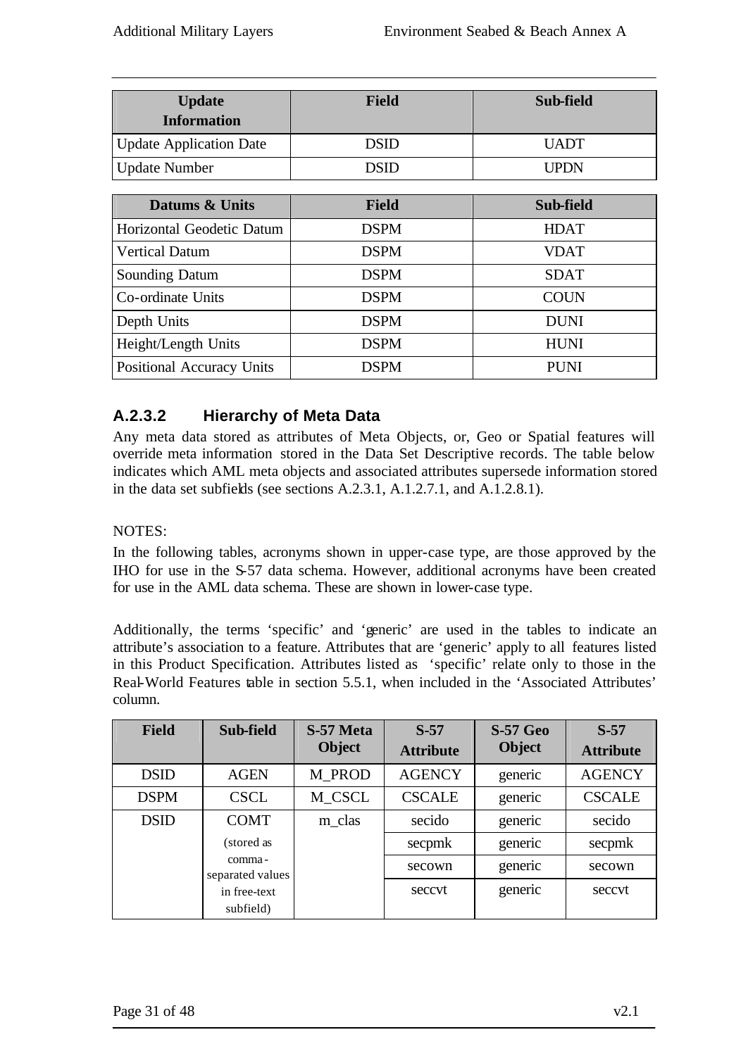| Update Information | Field | Sub-field |
|---|---|---|
| Update Application Date | DSID | UADT |
| Update Number | DSID | UPDN |

| Datums & Units | Field | Sub-field |
|---|---|---|
| Horizontal Geodetic Datum | DSPM | HDAT |
| Vertical Datum | DSPM | VDAT |
| Sounding Datum | DSPM | SDAT |
| Co-ordinate Units | DSPM | COUN |
| Depth Units | DSPM | DUNI |
| Height/Length Units | DSPM | HUNI |
| Positional Accuracy Units | DSPM | PUNI |

### A.2.3.2 Hierarchy of Meta Data

Any meta data stored as attributes of Meta Objects, or, Geo or Spatial features will override meta information stored in the Data Set Descriptive records. The table below indicates which AML meta objects and associated attributes supersede information stored in the data set subfields (see sections A.2.3.1, A.1.2.7.1, and A.1.2.8.1).

NOTES:

In the following tables, acronyms shown in upper-case type, are those approved by the IHO for use in the S-57 data schema. However, additional acronyms have been created for use in the AML data schema. These are shown in lower-case type.

Additionally, the terms 'specific' and 'generic' are used in the tables to indicate an attribute's association to a feature. Attributes that are 'generic' apply to all features listed in this Product Specification. Attributes listed as 'specific' relate only to those in the Real-World Features table in section 5.5.1, when included in the 'Associated Attributes' column.

| Field | Sub-field | S-57 Meta Object | S-57 Attribute | S-57 Geo Object | S-57 Attribute |
|---|---|---|---|---|---|
| DSID | AGEN | M_PROD | AGENCY | generic | AGENCY |
| DSPM | CSCL | M_CSCL | CSCALE | generic | CSCALE |
| DSID | COMT (stored as comma-separated values in free-text subfield) | m_clas | secido | generic | secido |
| | | | secpmk | generic | secpmk |
| | | | secown | generic | secown |
| | | | seccvt | generic | seccvt |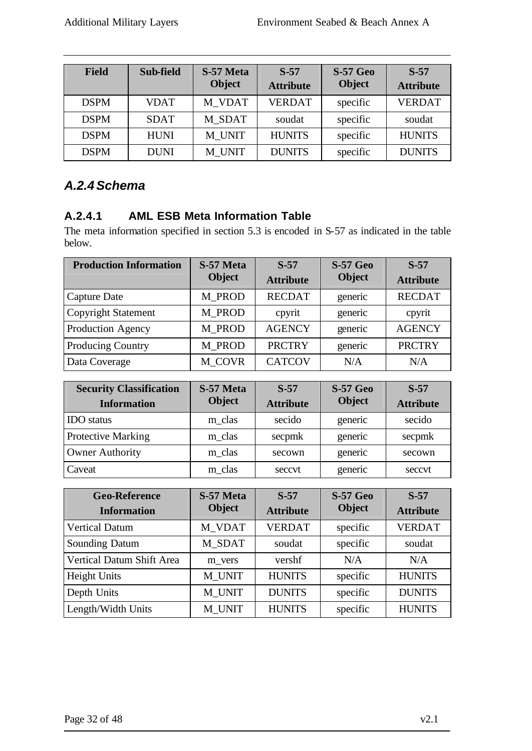| Field | Sub-field | S-57 Meta Object | S-57 Attribute | S-57 Geo Object | S-57 Attribute |
|---|---|---|---|---|---|
| DSPM | VDAT | M_VDAT | VERDAT | specific | VERDAT |
| DSPM | SDAT | M_SDAT | soudat | specific | soudat |
| DSPM | HUNI | M_UNIT | HUNITS | specific | HUNITS |
| DSPM | DUNI | M_UNIT | DUNITS | specific | DUNITS |

### *A.2.4 Schema*

#### A.2.4.1 AML ESB Meta Information Table

The meta information specified in section 5.3 is encoded in S-57 as indicated in the table below.

| Production Information | S-57 Meta Object | S-57 Attribute | S-57 Geo Object | S-57 Attribute |
|---|---|---|---|---|
| Capture Date | M_PROD | RECDAT | generic | RECDAT |
| Copyright Statement | M_PROD | cpyrit | generic | cpyrit |
| Production Agency | M_PROD | AGENCY | generic | AGENCY |
| Producing Country | M_PROD | PRCTRY | generic | PRCTRY |
| Data Coverage | M_COVR | CATCOV | N/A | N/A |

| Security Classification Information | S-57 Meta Object | S-57 Attribute | S-57 Geo Object | S-57 Attribute |
|---|---|---|---|---|
| IDO status | m_clas | secido | generic | secido |
| Protective Marking | m_clas | secpmk | generic | secpmk |
| Owner Authority | m_clas | secown | generic | secown |
| Caveat | m_clas | seccvt | generic | seccvt |

| Geo-Reference Information | S-57 Meta Object | S-57 Attribute | S-57 Geo Object | S-57 Attribute |
|---|---|---|---|---|
| Vertical Datum | M_VDAT | VERDAT | specific | VERDAT |
| Sounding Datum | M_SDAT | soudat | specific | soudat |
| Vertical Datum Shift Area | m_vers | vershf | N/A | N/A |
| Height Units | M_UNIT | HUNITS | specific | HUNITS |
| Depth Units | M_UNIT | DUNITS | specific | DUNITS |
| Length/Width Units | M_UNIT | HUNITS | specific | HUNITS |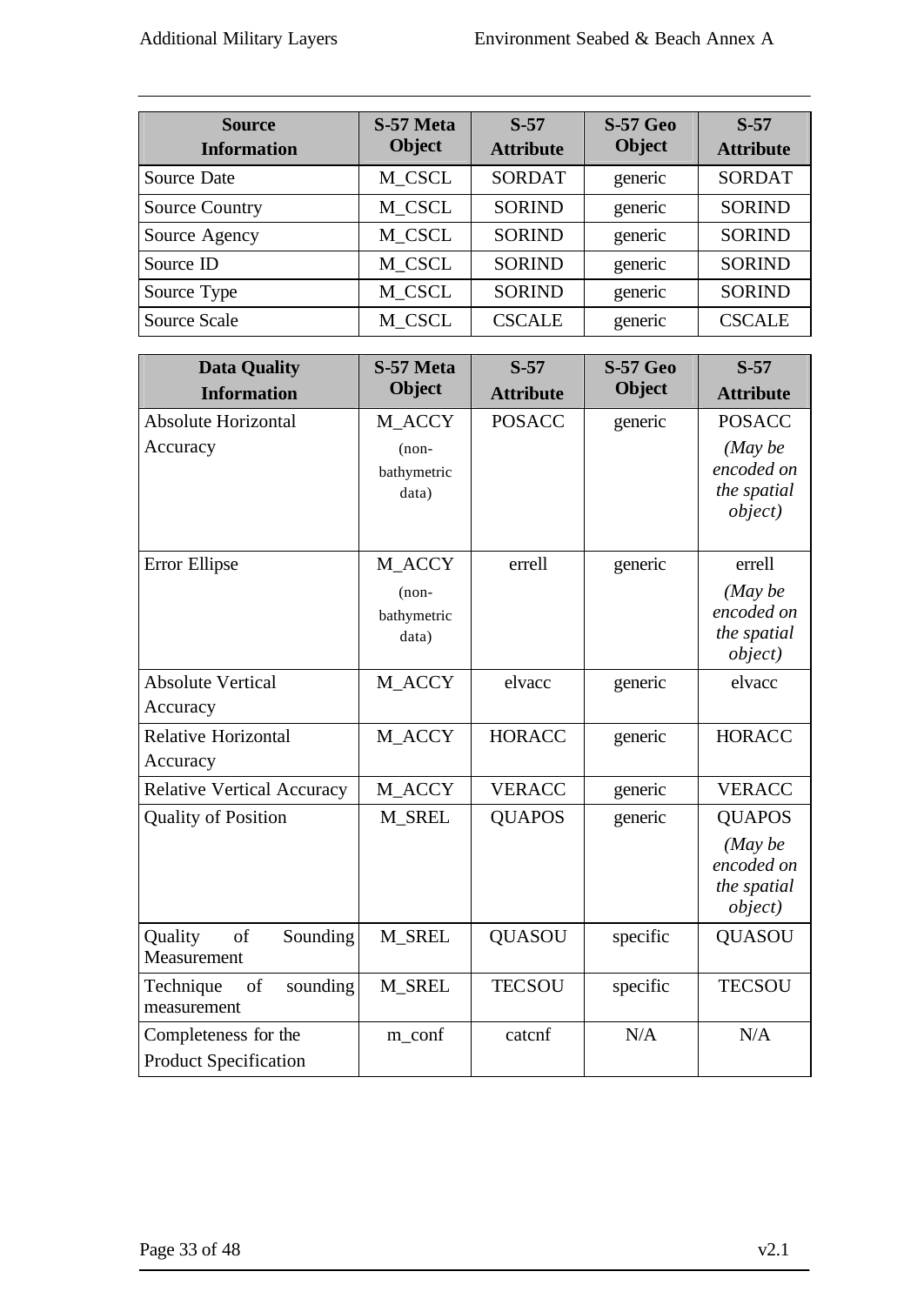| Source Information | S-57 Meta Object | S-57 Attribute | S-57 Geo Object | S-57 Attribute |
|---|---|---|---|---|
| Source Date | M_CSCL | SORDAT | generic | SORDAT |
| Source Country | M_CSCL | SORIND | generic | SORIND |
| Source Agency | M_CSCL | SORIND | generic | SORIND |
| Source ID | M_CSCL | SORIND | generic | SORIND |
| Source Type | M_CSCL | SORIND | generic | SORIND |
| Source Scale | M_CSCL | CSCALE | generic | CSCALE |

| Data Quality Information | S-57 Meta Object | S-57 Attribute | S-57 Geo Object | S-57 Attribute |
|---|---|---|---|---|
| Absolute Horizontal Accuracy | M_ACCY (non-bathymetric data) | POSACC | generic | POSACC *(May be encoded on the spatial object)* |
| Error Ellipse | M_ACCY (non-bathymetric data) | errell | generic | errell *(May be encoded on the spatial object)* |
| Absolute Vertical Accuracy | M_ACCY | elvacc | generic | elvacc |
| Relative Horizontal Accuracy | M_ACCY | HORACC | generic | HORACC |
| Relative Vertical Accuracy | M_ACCY | VERACC | generic | VERACC |
| Quality of Position | M_SREL | QUAPOS | generic | QUAPOS *(May be encoded on the spatial object)* |
| Quality of Sounding Measurement | M_SREL | QUASOU | specific | QUASOU |
| Technique of sounding measurement | M_SREL | TECSOU | specific | TECSOU |
| Completeness for the Product Specification | m_conf | catcnf | N/A | N/A |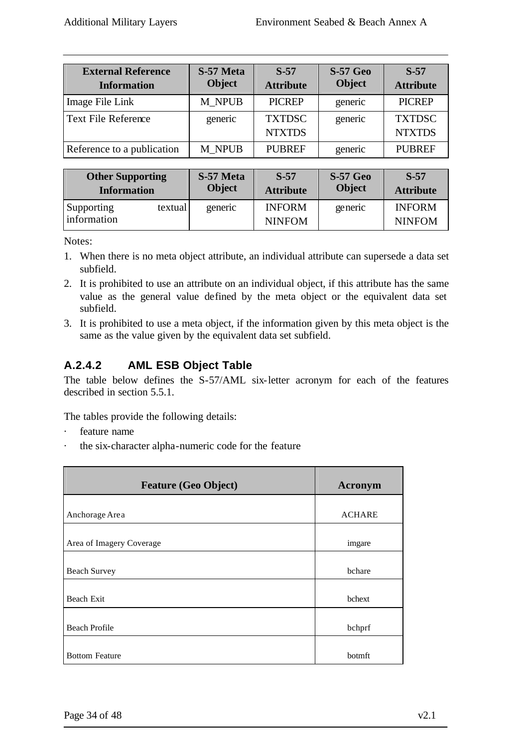| External Reference Information | S-57 Meta Object | S-57 Attribute | S-57 Geo Object | S-57 Attribute |
|---|---|---|---|---|
| Image File Link | M_NPUB | PICREP | generic | PICREP |
| Text File Reference | generic | TXTDSC<br>NTXTDS | generic | TXTDSC<br>NTXTDS |
| Reference to a publication | M_NPUB | PUBREF | generic | PUBREF |

| Other Supporting Information | S-57 Meta Object | S-57 Attribute | S-57 Geo Object | S-57 Attribute |
|---|---|---|---|---|
| Supporting textual information | generic | INFORM<br>NINFOM | generic | INFORM<br>NINFOM |

Notes:

1. When there is no meta object attribute, an individual attribute can supersede a data set subfield.
2. It is prohibited to use an attribute on an individual object, if this attribute has the same value as the general value defined by the meta object or the equivalent data set subfield.
3. It is prohibited to use a meta object, if the information given by this meta object is the same as the value given by the equivalent data set subfield.

### A.2.4.2 AML ESB Object Table

The table below defines the S-57/AML six-letter acronym for each of the features described in section 5.5.1.

The tables provide the following details:

- feature name
- the six-character alpha-numeric code for the feature

| Feature (Geo Object) | Acronym |
|---|---|
| Anchorage Area | ACHARE |
| Area of Imagery Coverage | imgare |
| Beach Survey | bchare |
| Beach Exit | bchext |
| Beach Profile | bchprf |
| Bottom Feature | botmft |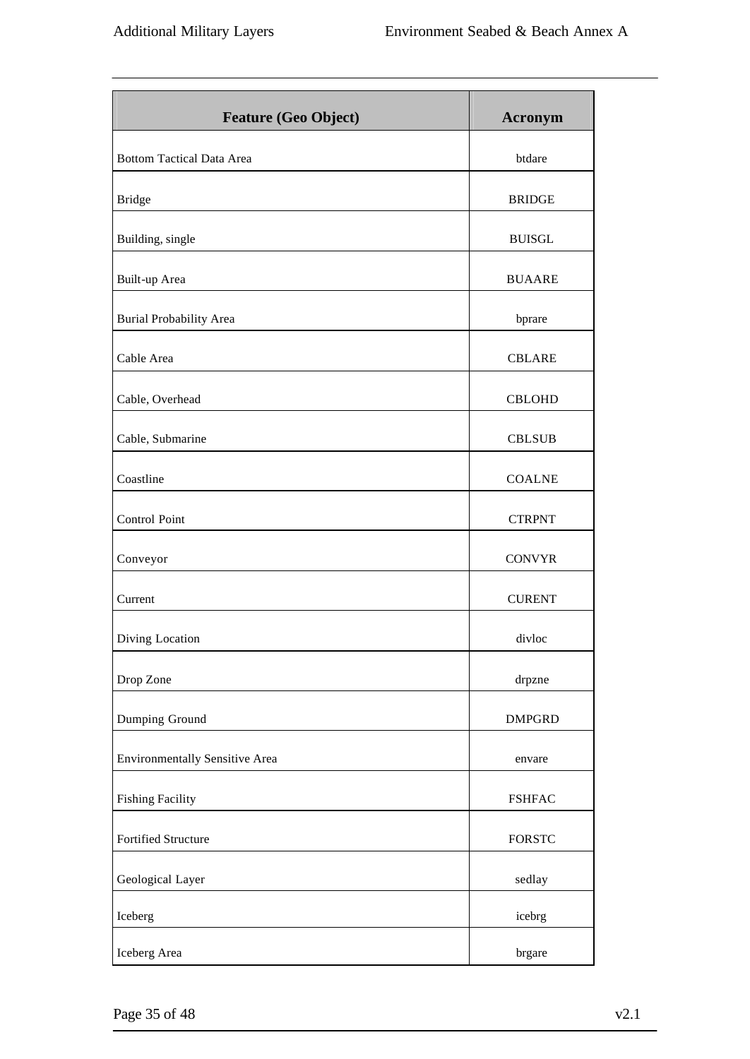| Feature (Geo Object) | Acronym |
|---|---|
| Bottom Tactical Data Area | btdare |
| Bridge | BRIDGE |
| Building, single | BUISGL |
| Built-up Area | BUAARE |
| Burial Probability Area | bprare |
| Cable Area | CBLARE |
| Cable, Overhead | CBLOHD |
| Cable, Submarine | CBLSUB |
| Coastline | COALNE |
| Control Point | CTRPNT |
| Conveyor | CONVYR |
| Current | CURENT |
| Diving Location | divloc |
| Drop Zone | drpzne |
| Dumping Ground | DMPGRD |
| Environmentally Sensitive Area | envare |
| Fishing Facility | FSHFAC |
| Fortified Structure | FORSTC |
| Geological Layer | sedlay |
| Iceberg | icebrg |
| Iceberg Area | brgare |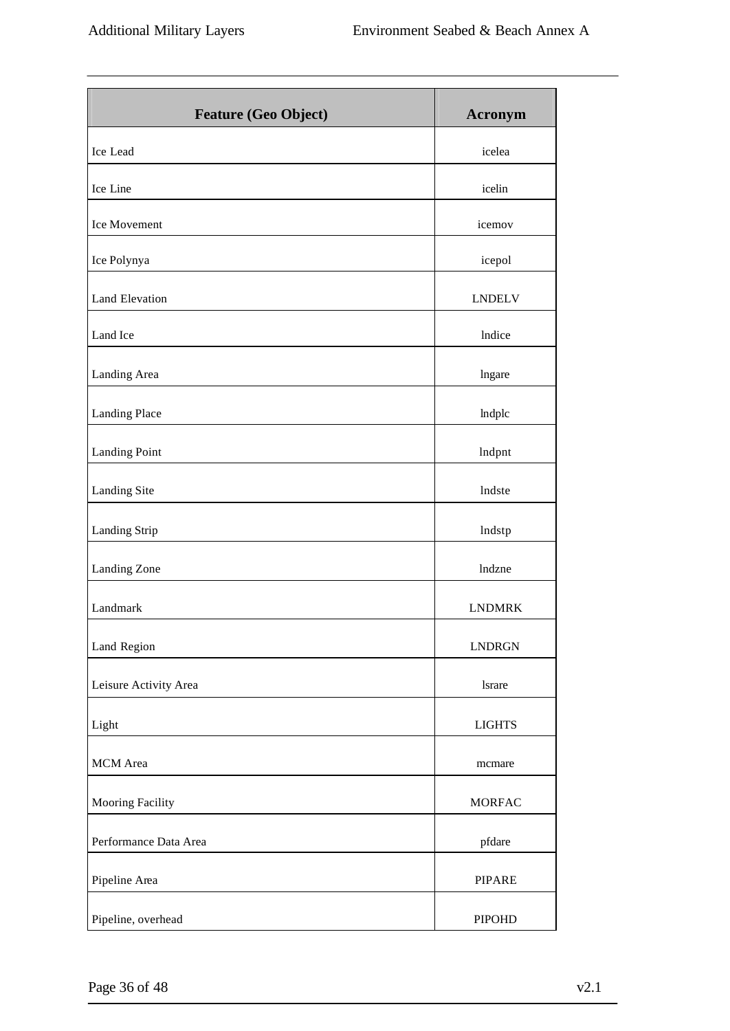| Feature (Geo Object) | Acronym |
|---|---|
| Ice Lead | icelea |
| Ice Line | icelin |
| Ice Movement | icemov |
| Ice Polynya | icepol |
| Land Elevation | LNDELV |
| Land Ice | lndice |
| Landing Area | lngare |
| Landing Place | lndplc |
| Landing Point | lndpnt |
| Landing Site | lndste |
| Landing Strip | lndstp |
| Landing Zone | lndzne |
| Landmark | LNDMRK |
| Land Region | LNDRGN |
| Leisure Activity Area | lsrare |
| Light | LIGHTS |
| MCM Area | mcmare |
| Mooring Facility | MORFAC |
| Performance Data Area | pfdare |
| Pipeline Area | PIPARE |
| Pipeline, overhead | PIPOHD |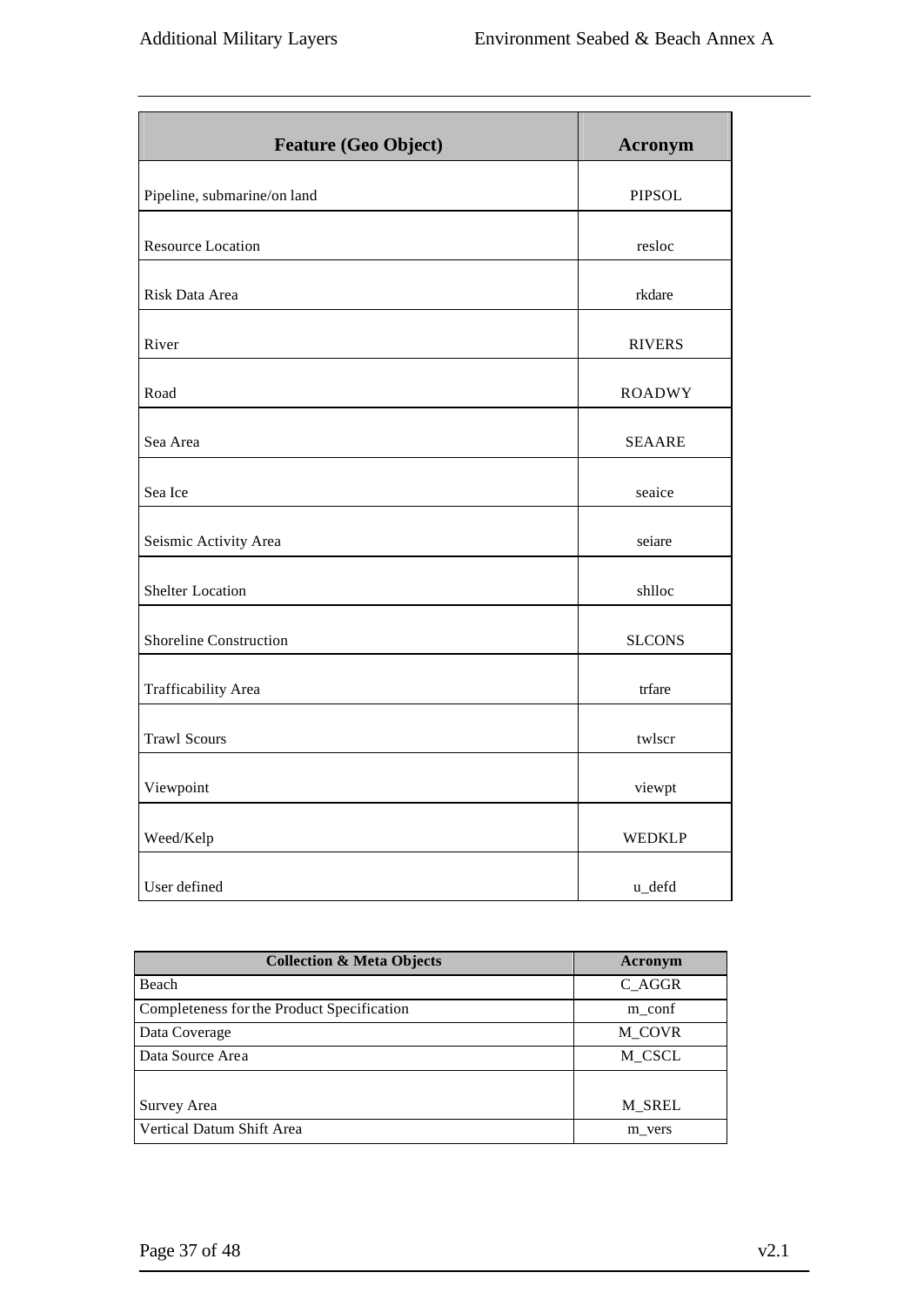| Feature (Geo Object) | Acronym |
| --- | --- |
| Pipeline, submarine/on land | PIPSOL |
| Resource Location | resloc |
| Risk Data Area | rkdare |
| River | RIVERS |
| Road | ROADWY |
| Sea Area | SEAARE |
| Sea Ice | seaice |
| Seismic Activity Area | seiare |
| Shelter Location | shlloc |
| Shoreline Construction | SLCONS |
| Trafficability Area | trfare |
| Trawl Scours | twlscr |
| Viewpoint | viewpt |
| Weed/Kelp | WEDKLP |
| User defined | u_defd |

| Collection & Meta Objects | Acronym |
| --- | --- |
| Beach | C_AGGR |
| Completeness for the Product Specification | m_conf |
| Data Coverage | M_COVR |
| Data Source Area | M_CSCL |
| Survey Area | M_SREL |
| Vertical Datum Shift Area | m_vers |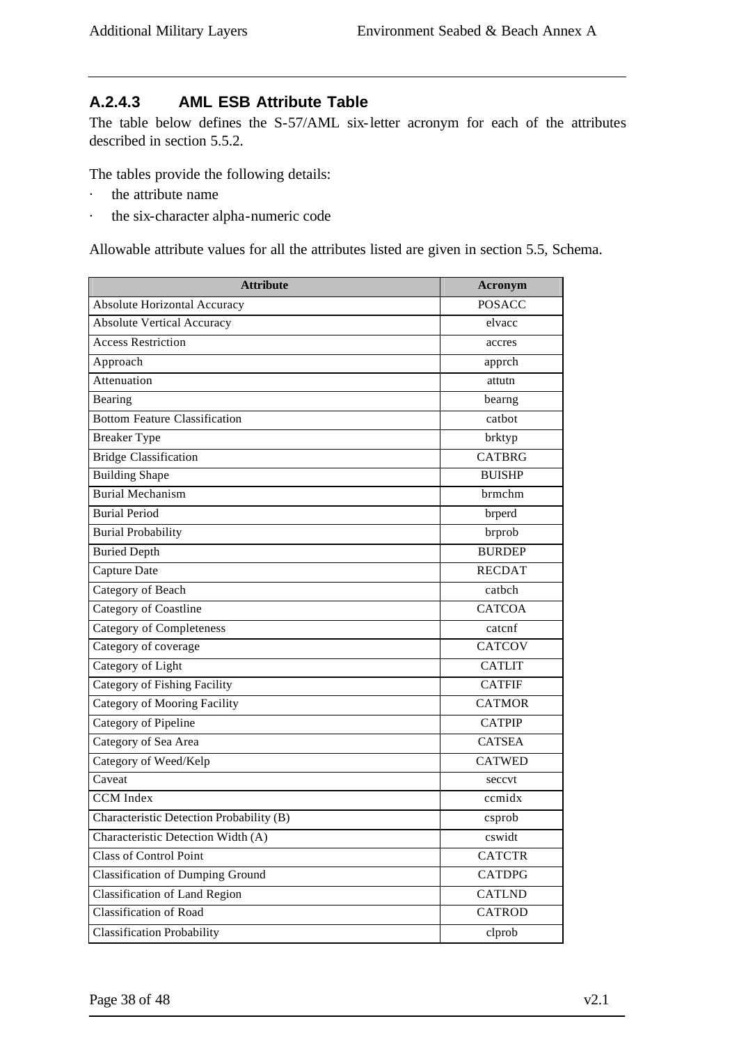### A.2.4.3 AML ESB Attribute Table

The table below defines the S-57/AML six-letter acronym for each of the attributes described in section 5.5.2.

The tables provide the following details:

- the attribute name
- the six-character alpha-numeric code

Allowable attribute values for all the attributes listed are given in section 5.5, Schema.

| Attribute | Acronym |
|---|---|
| Absolute Horizontal Accuracy | POSACC |
| Absolute Vertical Accuracy | elvacc |
| Access Restriction | accres |
| Approach | apprch |
| Attenuation | attutn |
| Bearing | bearng |
| Bottom Feature Classification | catbot |
| Breaker Type | brktyp |
| Bridge Classification | CATBRG |
| Building Shape | BUISHP |
| Burial Mechanism | brmchm |
| Burial Period | brperd |
| Burial Probability | brprob |
| Buried Depth | BURDEP |
| Capture Date | RECDAT |
| Category of Beach | catbch |
| Category of Coastline | CATCOA |
| Category of Completeness | catcnf |
| Category of coverage | CATCOV |
| Category of Light | CATLIT |
| Category of Fishing Facility | CATFIF |
| Category of Mooring Facility | CATMOR |
| Category of Pipeline | CATPIP |
| Category of Sea Area | CATSEA |
| Category of Weed/Kelp | CATWED |
| Caveat | seccvt |
| CCM Index | ccmidx |
| Characteristic Detection Probability (B) | csprob |
| Characteristic Detection Width (A) | cswidt |
| Class of Control Point | CATCTR |
| Classification of Dumping Ground | CATDPG |
| Classification of Land Region | CATLND |
| Classification of Road | CATROD |
| Classification Probability | clprob |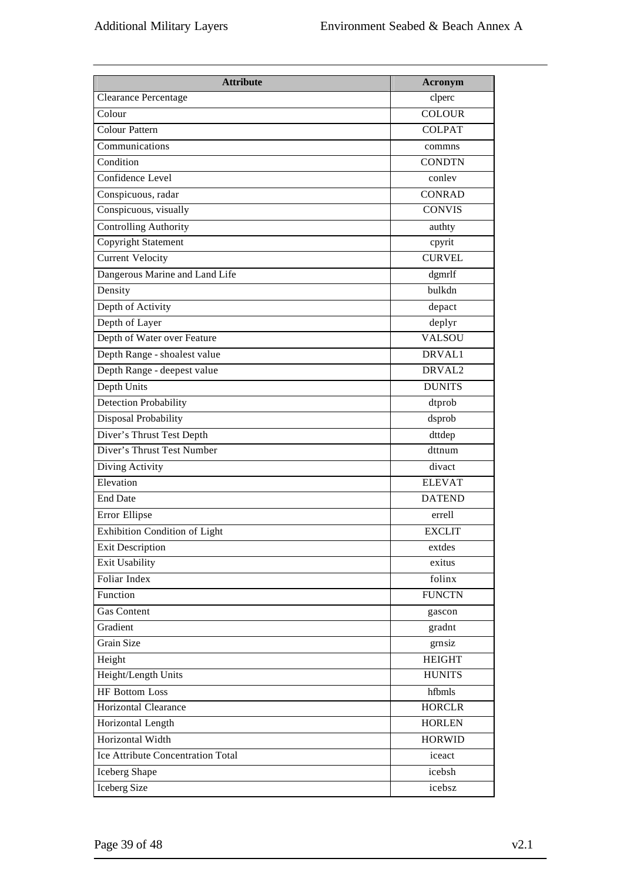| Attribute | Acronym |
|---|---|
| Clearance Percentage | clperc |
| Colour | COLOUR |
| Colour Pattern | COLPAT |
| Communications | commns |
| Condition | CONDTN |
| Confidence Level | conlev |
| Conspicuous, radar | CONRAD |
| Conspicuous, visually | CONVIS |
| Controlling Authority | authty |
| Copyright Statement | cpyrit |
| Current Velocity | CURVEL |
| Dangerous Marine and Land Life | dgmrlf |
| Density | bulkdn |
| Depth of Activity | depact |
| Depth of Layer | deplyr |
| Depth of Water over Feature | VALSOU |
| Depth Range - shoalest value | DRVAL1 |
| Depth Range - deepest value | DRVAL2 |
| Depth Units | DUNITS |
| Detection Probability | dtprob |
| Disposal Probability | dsprob |
| Diver's Thrust Test Depth | dttdep |
| Diver's Thrust Test Number | dttnum |
| Diving Activity | divact |
| Elevation | ELEVAT |
| End Date | DATEND |
| Error Ellipse | errell |
| Exhibition Condition of Light | EXCLIT |
| Exit Description | extdes |
| Exit Usability | exitus |
| Foliar Index | folinx |
| Function | FUNCTN |
| Gas Content | gascon |
| Gradient | gradnt |
| Grain Size | grnsiz |
| Height | HEIGHT |
| Height/Length Units | HUNITS |
| HF Bottom Loss | hfbmls |
| Horizontal Clearance | HORCLR |
| Horizontal Length | HORLEN |
| Horizontal Width | HORWID |
| Ice Attribute Concentration Total | iceact |
| Iceberg Shape | icebsh |
| Iceberg Size | icebsz |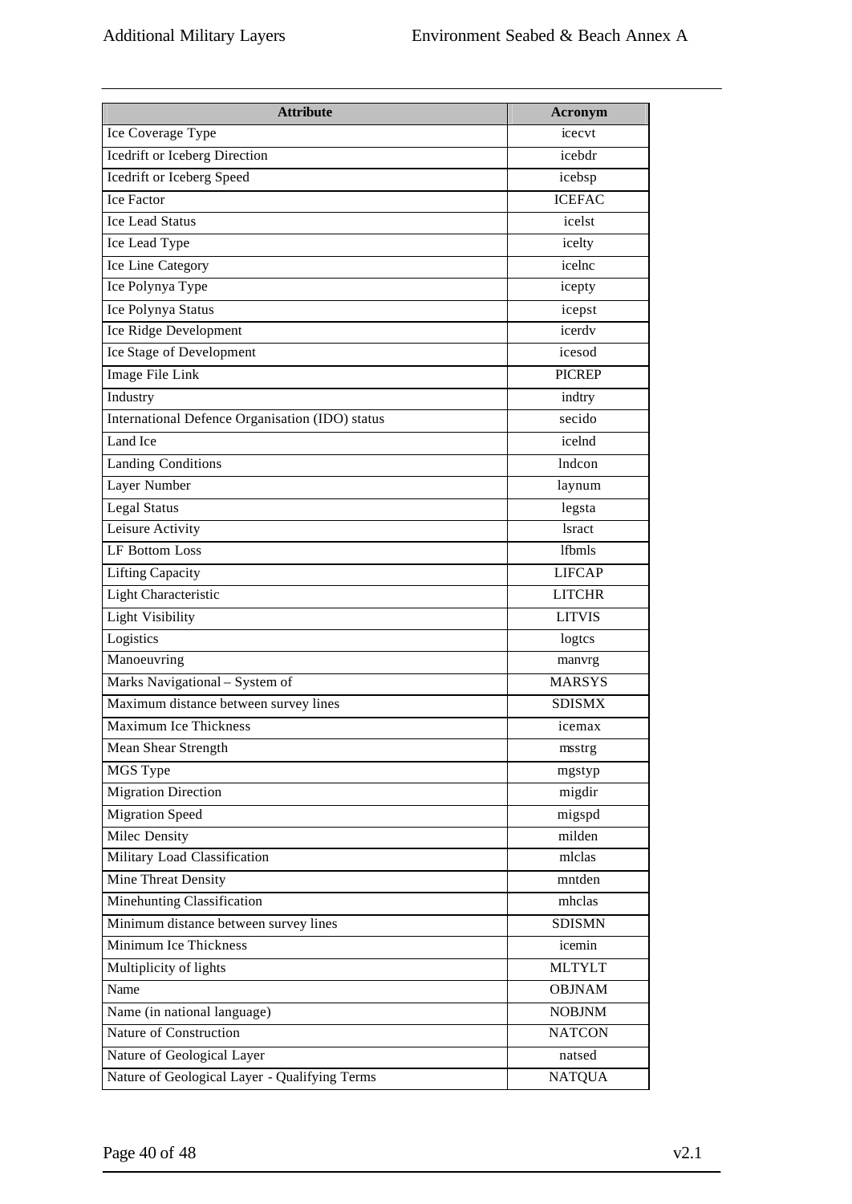| Attribute | Acronym |
|---|---|
| Ice Coverage Type | icecvt |
| Icedrift or Iceberg Direction | icebdr |
| Icedrift or Iceberg Speed | icebsp |
| Ice Factor | ICEFAC |
| Ice Lead Status | icelst |
| Ice Lead Type | icelty |
| Ice Line Category | icelnc |
| Ice Polynya Type | icepty |
| Ice Polynya Status | icepst |
| Ice Ridge Development | icerdv |
| Ice Stage of Development | icesod |
| Image File Link | PICREP |
| Industry | indtry |
| International Defence Organisation (IDO) status | secido |
| Land Ice | icelnd |
| Landing Conditions | lndcon |
| Layer Number | laynum |
| Legal Status | legsta |
| Leisure Activity | lsract |
| LF Bottom Loss | lfbmls |
| Lifting Capacity | LIFCAP |
| Light Characteristic | LITCHR |
| Light Visibility | LITVIS |
| Logistics | logtcs |
| Manoeuvring | manvrg |
| Marks Navigational – System of | MARSYS |
| Maximum distance between survey lines | SDISMX |
| Maximum Ice Thickness | icemax |
| Mean Shear Strength | msstrg |
| MGS Type | mgstyp |
| Migration Direction | migdir |
| Migration Speed | migspd |
| Milec Density | milden |
| Military Load Classification | mlclas |
| Mine Threat Density | mntden |
| Minehunting Classification | mhclas |
| Minimum distance between survey lines | SDISMN |
| Minimum Ice Thickness | icemin |
| Multiplicity of lights | MLTYLT |
| Name | OBJNAM |
| Name (in national language) | NOBJNM |
| Nature of Construction | NATCON |
| Nature of Geological Layer | natsed |
| Nature of Geological Layer - Qualifying Terms | NATQUA |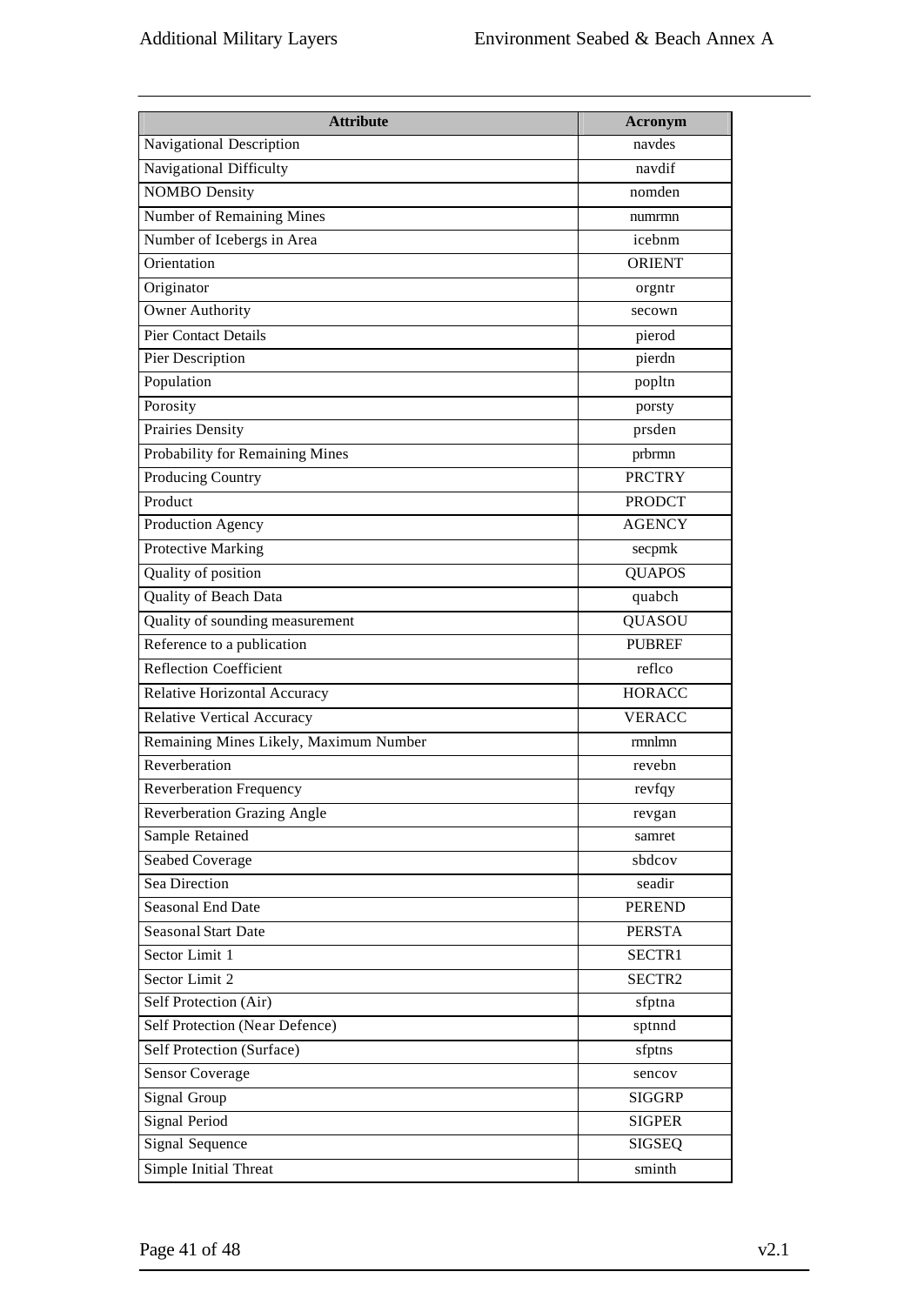| Attribute | Acronym |
|---|---|
| Navigational Description | navdes |
| Navigational Difficulty | navdif |
| NOMBO Density | nomden |
| Number of Remaining Mines | numrmn |
| Number of Icebergs in Area | icebnm |
| Orientation | ORIENT |
| Originator | orgntr |
| Owner Authority | secown |
| Pier Contact Details | pierod |
| Pier Description | pierdn |
| Population | popltn |
| Porosity | porsty |
| Prairies Density | prsden |
| Probability for Remaining Mines | prbrmn |
| Producing Country | PRCTRY |
| Product | PRODCT |
| Production Agency | AGENCY |
| Protective Marking | secpmk |
| Quality of position | QUAPOS |
| Quality of Beach Data | quabch |
| Quality of sounding measurement | QUASOU |
| Reference to a publication | PUBREF |
| Reflection Coefficient | reflco |
| Relative Horizontal Accuracy | HORACC |
| Relative Vertical Accuracy | VERACC |
| Remaining Mines Likely, Maximum Number | rmnlmn |
| Reverberation | revebn |
| Reverberation Frequency | revfqy |
| Reverberation Grazing Angle | revgan |
| Sample Retained | samret |
| Seabed Coverage | sbdcov |
| Sea Direction | seadir |
| Seasonal End Date | PEREND |
| Seasonal Start Date | PERSTA |
| Sector Limit 1 | SECTR1 |
| Sector Limit 2 | SECTR2 |
| Self Protection (Air) | sfptna |
| Self Protection (Near Defence) | sptnnd |
| Self Protection (Surface) | sfptns |
| Sensor Coverage | sencov |
| Signal Group | SIGGRP |
| Signal Period | SIGPER |
| Signal Sequence | SIGSEQ |
| Simple Initial Threat | sminth |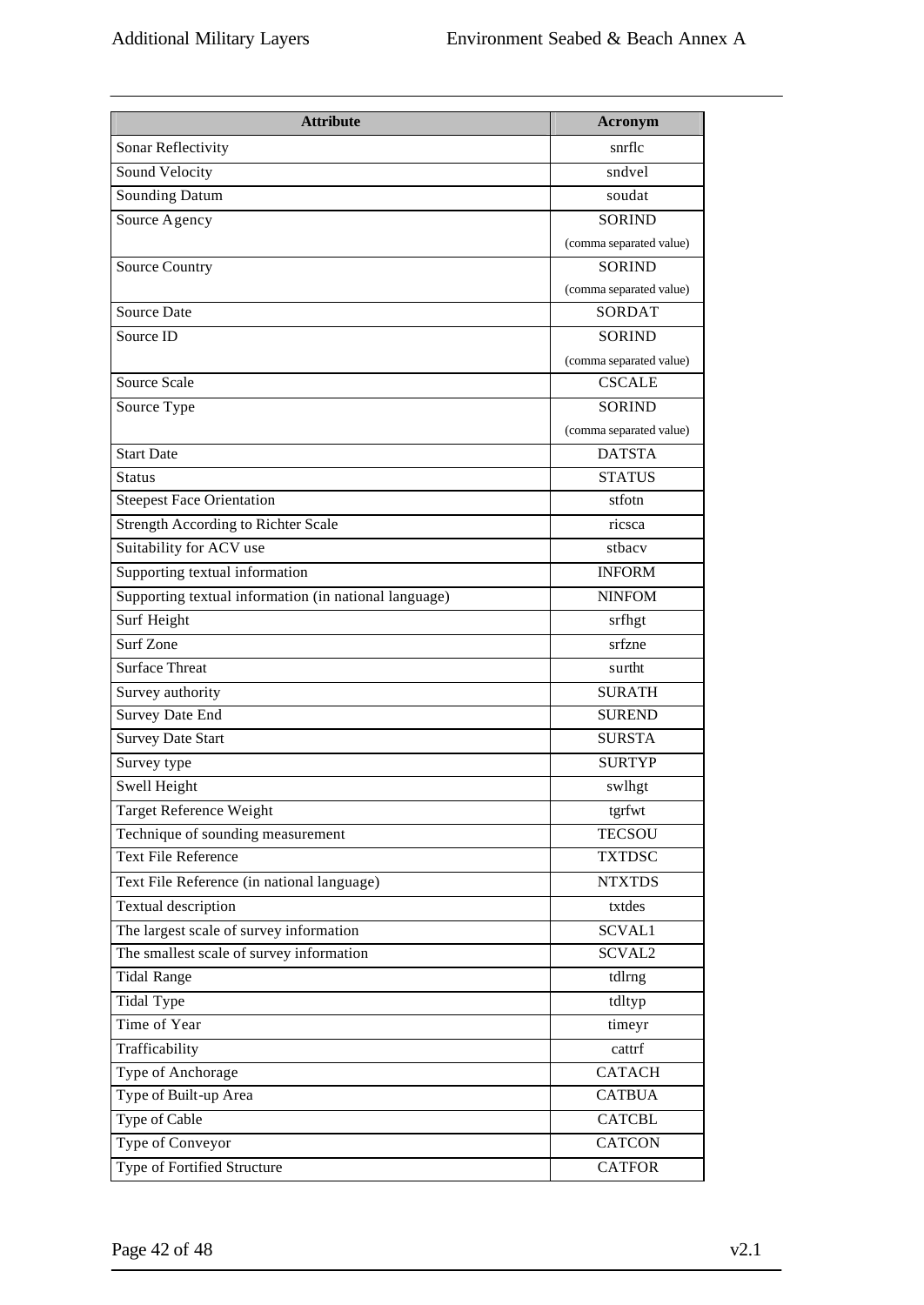| Attribute | Acronym |
|---|---|
| Sonar Reflectivity | snrflc |
| Sound Velocity | sndvel |
| Sounding Datum | soudat |
| Source Agency | SORIND (comma separated value) |
| Source Country | SORIND (comma separated value) |
| Source Date | SORDAT |
| Source ID | SORIND (comma separated value) |
| Source Scale | CSCALE |
| Source Type | SORIND (comma separated value) |
| Start Date | DATSTA |
| Status | STATUS |
| Steepest Face Orientation | stfotn |
| Strength According to Richter Scale | ricsca |
| Suitability for ACV use | stbacv |
| Supporting textual information | INFORM |
| Supporting textual information (in national language) | NINFOM |
| Surf Height | srfhgt |
| Surf Zone | srfzne |
| Surface Threat | surtht |
| Survey authority | SURATH |
| Survey Date End | SUREND |
| Survey Date Start | SURSTA |
| Survey type | SURTYP |
| Swell Height | swlhgt |
| Target Reference Weight | tgrfwt |
| Technique of sounding measurement | TECSOU |
| Text File Reference | TXTDSC |
| Text File Reference (in national language) | NTXTDS |
| Textual description | txtdes |
| The largest scale of survey information | SCVAL1 |
| The smallest scale of survey information | SCVAL2 |
| Tidal Range | tdlrng |
| Tidal Type | tdltyp |
| Time of Year | timeyr |
| Trafficability | cattrf |
| Type of Anchorage | CATACH |
| Type of Built-up Area | CATBUA |
| Type of Cable | CATCBL |
| Type of Conveyor | CATCON |
| Type of Fortified Structure | CATFOR |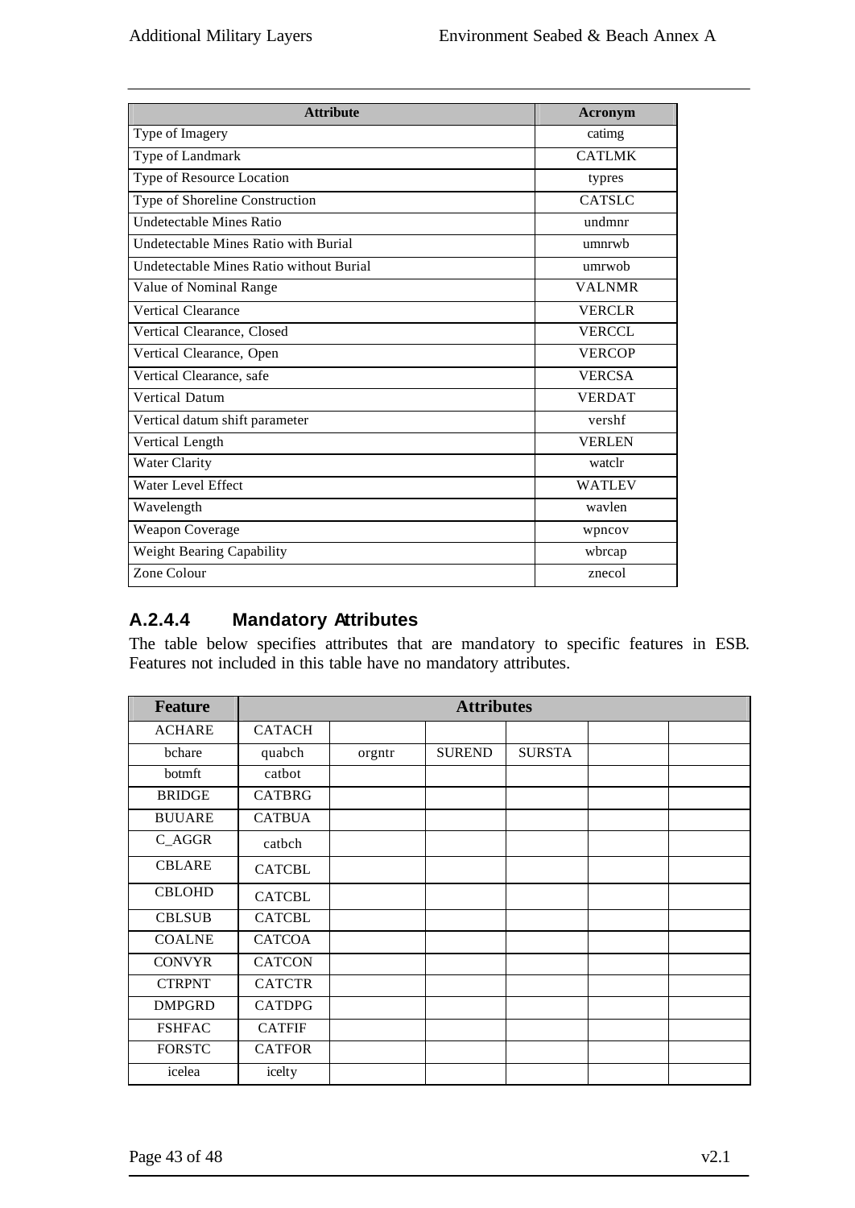| Attribute | Acronym |
|---|---|
| Type of Imagery | catimg |
| Type of Landmark | CATLMK |
| Type of Resource Location | typres |
| Type of Shoreline Construction | CATSLC |
| Undetectable Mines Ratio | undmnr |
| Undetectable Mines Ratio with Burial | umnrwb |
| Undetectable Mines Ratio without Burial | umrwob |
| Value of Nominal Range | VALNMR |
| Vertical Clearance | VERCLR |
| Vertical Clearance, Closed | VERCCL |
| Vertical Clearance, Open | VERCOP |
| Vertical Clearance, safe | VERCSA |
| Vertical Datum | VERDAT |
| Vertical datum shift parameter | vershf |
| Vertical Length | VERLEN |
| Water Clarity | watclr |
| Water Level Effect | WATLEV |
| Wavelength | wavlen |
| Weapon Coverage | wpncov |
| Weight Bearing Capability | wbrcap |
| Zone Colour | znecol |

### A.2.4.4 Mandatory Attributes

The table below specifies attributes that are mandatory to specific features in ESB. Features not included in this table have no mandatory attributes.

| Feature | Attributes | | | | | |
|---|---|---|---|---|---|---|
| ACHARE | CATACH | | | | | |
| bchare | quabch | orgntr | SUREND | SURSTA | | |
| botmft | catbot | | | | | |
| BRIDGE | CATBRG | | | | | |
| BUUARE | CATBUA | | | | | |
| C_AGGR | catbch | | | | | |
| CBLARE | CATCBL | | | | | |
| CBLOHD | CATCBL | | | | | |
| CBLSUB | CATCBL | | | | | |
| COALNE | CATCOA | | | | | |
| CONVYR | CATCON | | | | | |
| CTRPNT | CATCTR | | | | | |
| DMPGRD | CATDPG | | | | | |
| FSHFAC | CATFIF | | | | | |
| FORSTC | CATFOR | | | | | |
| icelea | icelty | | | | | |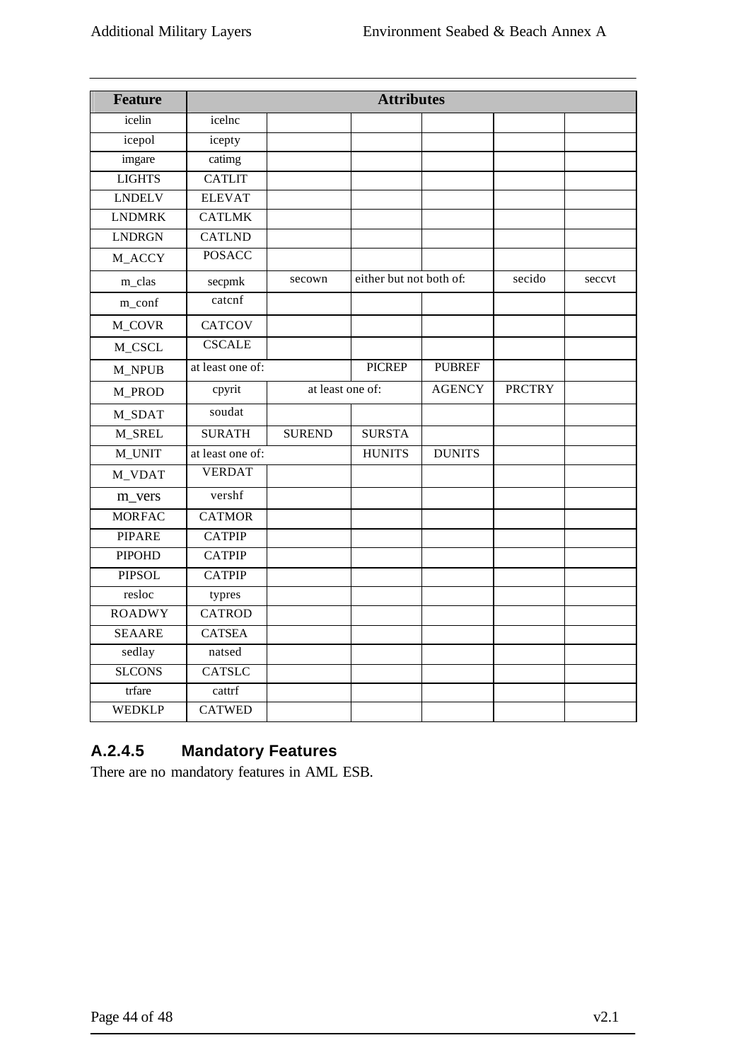| Feature | Attributes | | | | | |
|---|---|---|---|---|---|---|
| icelin | icelnc | | | | | |
| icepol | icepty | | | | | |
| imgare | catimg | | | | | |
| LIGHTS | CATLIT | | | | | |
| LNDELV | ELEVAT | | | | | |
| LNDMRK | CATLMK | | | | | |
| LNDRGN | CATLND | | | | | |
| M_ACCY | POSACC | | | | | |
| m_clas | secpmk | secown | either but not both of: | | secido | seccvt |
| m_conf | catcnf | | | | | |
| M_COVR | CATCOV | | | | | |
| M_CSCL | CSCALE | | | | | |
| M_NPUB | at least one of: | | PICREP | PUBREF | | |
| M_PROD | cpyrit | at least one of: | | AGENCY | PRCTRY | |
| M_SDAT | soudat | | | | | |
| M_SREL | SURATH | SUREND | SURSTA | | | |
| M_UNIT | at least one of: | | HUNITS | DUNITS | | |
| M_VDAT | VERDAT | | | | | |
| m_vers | vershf | | | | | |
| MORFAC | CATMOR | | | | | |
| PIPARE | CATPIP | | | | | |
| PIPOHD | CATPIP | | | | | |
| PIPSOL | CATPIP | | | | | |
| resloc | typres | | | | | |
| ROADWY | CATROD | | | | | |
| SEAARE | CATSEA | | | | | |
| sedlay | natsed | | | | | |
| SLCONS | CATSLC | | | | | |
| trfare | cattrf | | | | | |
| WEDKLP | CATWED | | | | | |

### A.2.4.5 Mandatory Features

There are no mandatory features in AML ESB.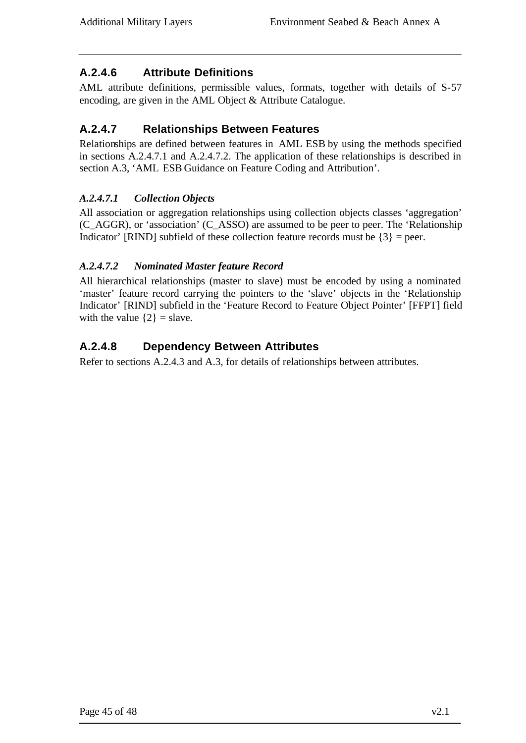### A.2.4.6 Attribute Definitions

AML attribute definitions, permissible values, formats, together with details of S-57 encoding, are given in the AML Object & Attribute Catalogue.

### A.2.4.7 Relationships Between Features

Relationships are defined between features in AML ESB by using the methods specified in sections A.2.4.7.1 and A.2.4.7.2. The application of these relationships is described in section A.3, 'AML ESB Guidance on Feature Coding and Attribution'.

#### *A.2.4.7.1 Collection Objects*

All association or aggregation relationships using collection objects classes 'aggregation' (C_AGGR), or 'association' (C_ASSO) are assumed to be peer to peer. The 'Relationship Indicator' [RIND] subfield of these collection feature records must be {3} = peer.

#### *A.2.4.7.2 Nominated Master feature Record*

All hierarchical relationships (master to slave) must be encoded by using a nominated 'master' feature record carrying the pointers to the 'slave' objects in the 'Relationship Indicator' [RIND] subfield in the 'Feature Record to Feature Object Pointer' [FFPT] field with the value {2} = slave.

### A.2.4.8 Dependency Between Attributes

Refer to sections A.2.4.3 and A.3, for details of relationships between attributes.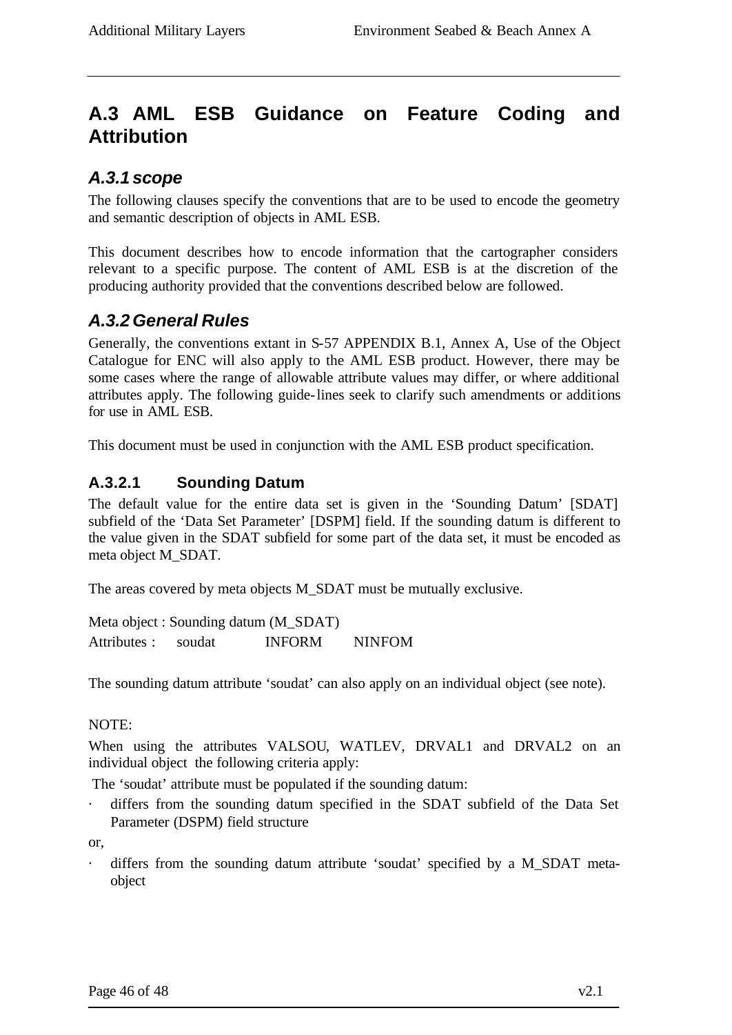## A.3 AML ESB Guidance on Feature Coding and Attribution

### *A.3.1 scope*

The following clauses specify the conventions that are to be used to encode the geometry and semantic description of objects in AML ESB.

This document describes how to encode information that the cartographer considers relevant to a specific purpose. The content of AML ESB is at the discretion of the producing authority provided that the conventions described below are followed.

### *A.3.2 General Rules*

Generally, the conventions extant in S-57 APPENDIX B.1, Annex A, Use of the Object Catalogue for ENC will also apply to the AML ESB product. However, there may be some cases where the range of allowable attribute values may differ, or where additional attributes apply. The following guide-lines seek to clarify such amendments or additions for use in AML ESB.

This document must be used in conjunction with the AML ESB product specification.

#### A.3.2.1 Sounding Datum

The default value for the entire data set is given in the 'Sounding Datum' [SDAT] subfield of the 'Data Set Parameter' [DSPM] field. If the sounding datum is different to the value given in the SDAT subfield for some part of the data set, it must be encoded as meta object M_SDAT.

The areas covered by meta objects M_SDAT must be mutually exclusive.

Meta object : Sounding datum (M_SDAT)

Attributes : soudat INFORM NINFOM

The sounding datum attribute 'soudat' can also apply on an individual object (see note).

NOTE:

When using the attributes VALSOU, WATLEV, DRVAL1 and DRVAL2 on an individual object the following criteria apply:

The 'soudat' attribute must be populated if the sounding datum:

- differs from the sounding datum specified in the SDAT subfield of the Data Set Parameter (DSPM) field structure

or,

- differs from the sounding datum attribute 'soudat' specified by a M_SDAT meta-object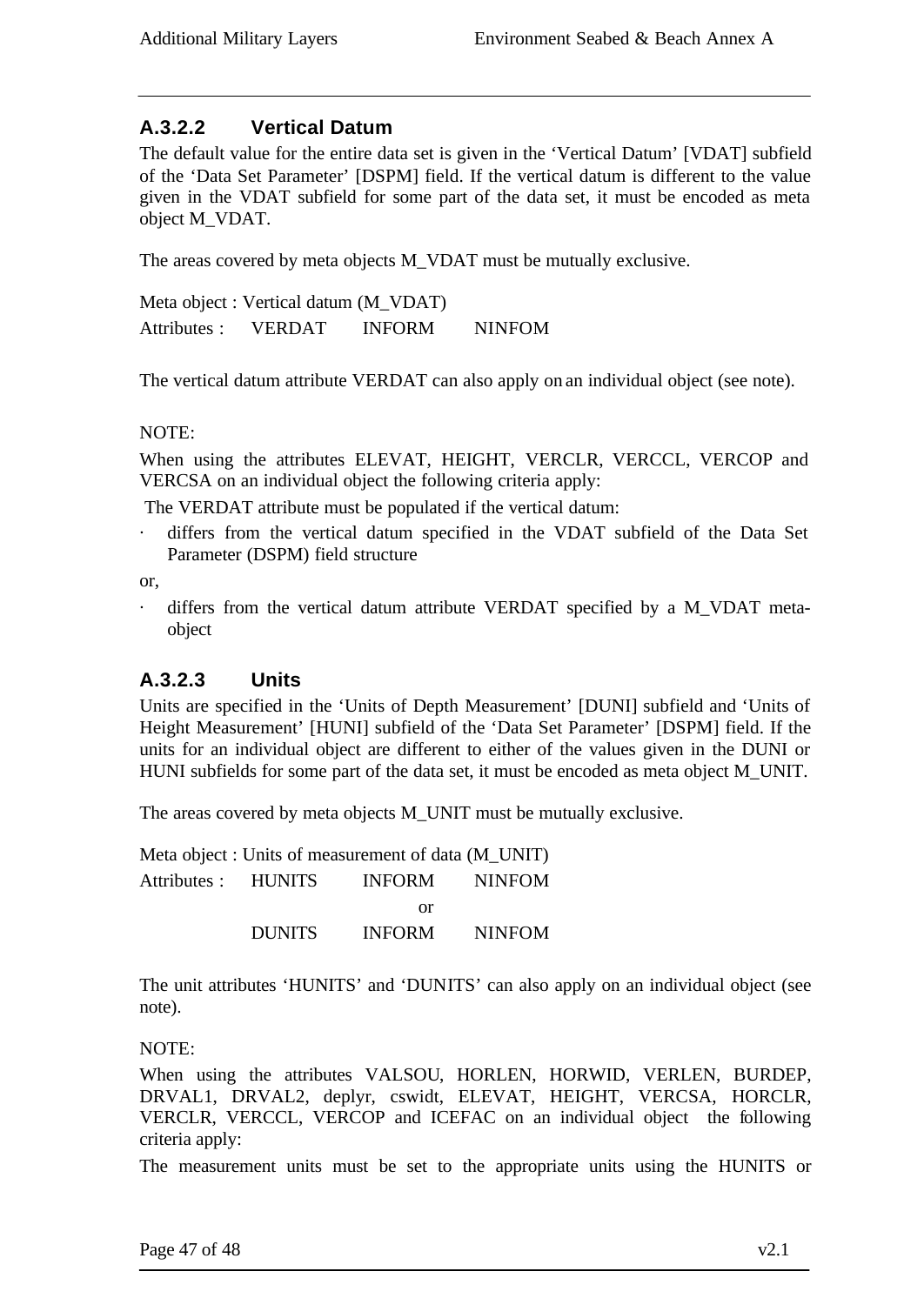### A.3.2.2 Vertical Datum

The default value for the entire data set is given in the 'Vertical Datum' [VDAT] subfield of the 'Data Set Parameter' [DSPM] field. If the vertical datum is different to the value given in the VDAT subfield for some part of the data set, it must be encoded as meta object M_VDAT.

The areas covered by meta objects M_VDAT must be mutually exclusive.

Meta object : Vertical datum (M_VDAT)

Attributes : VERDAT INFORM NINFOM

The vertical datum attribute VERDAT can also apply on an individual object (see note).

NOTE:

When using the attributes ELEVAT, HEIGHT, VERCLR, VERCCL, VERCOP and VERCSA on an individual object the following criteria apply:

The VERDAT attribute must be populated if the vertical datum:

- differs from the vertical datum specified in the VDAT subfield of the Data Set Parameter (DSPM) field structure

or,

- differs from the vertical datum attribute VERDAT specified by a M_VDAT meta-object

### A.3.2.3 Units

Units are specified in the 'Units of Depth Measurement' [DUNI] subfield and 'Units of Height Measurement' [HUNI] subfield of the 'Data Set Parameter' [DSPM] field. If the units for an individual object are different to either of the values given in the DUNI or HUNI subfields for some part of the data set, it must be encoded as meta object M_UNIT.

The areas covered by meta objects M_UNIT must be mutually exclusive.

Meta object : Units of measurement of data (M_UNIT)

| | | | |
|---|---|---|---|
| Attributes : | HUNITS | INFORM | NINFOM |
| | | or | |
| | DUNITS | INFORM | NINFOM |

The unit attributes 'HUNITS' and 'DUNITS' can also apply on an individual object (see note).

NOTE:

When using the attributes VALSOU, HORLEN, HORWID, VERLEN, BURDEP, DRVAL1, DRVAL2, deplyr, cswidt, ELEVAT, HEIGHT, VERCSA, HORCLR, VERCLR, VERCCL, VERCOP and ICEFAC on an individual object the following criteria apply:

The measurement units must be set to the appropriate units using the HUNITS or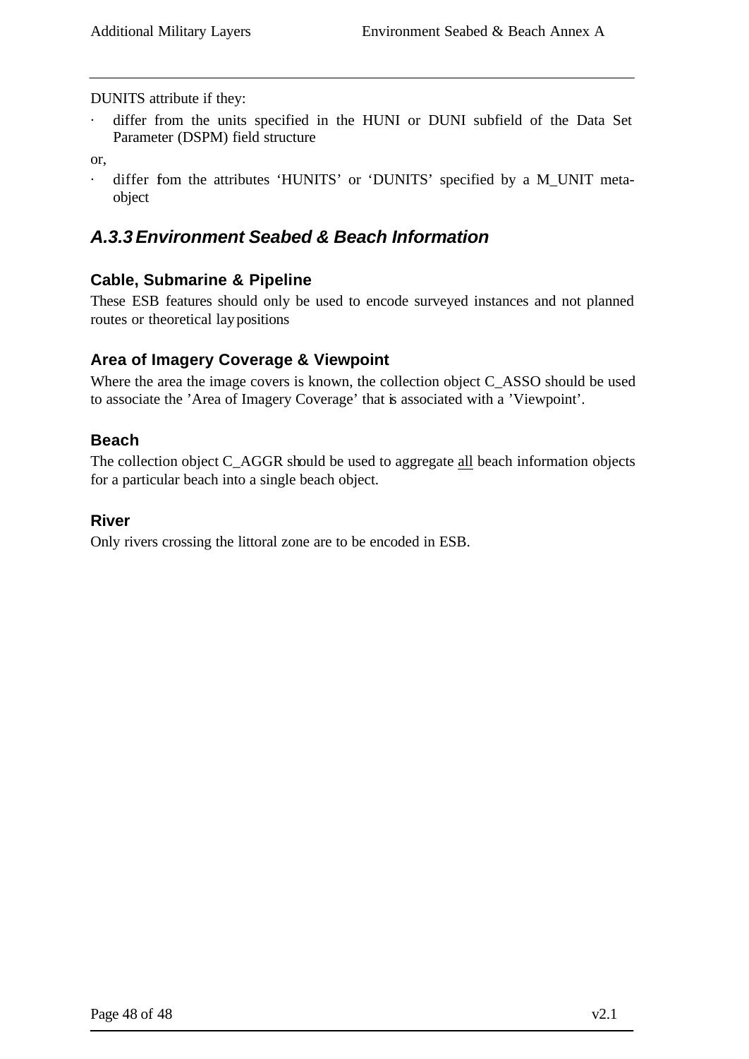DUNITS attribute if they:

- differ from the units specified in the HUNI or DUNI subfield of the Data Set Parameter (DSPM) field structure

or,

- differ fom the attributes 'HUNITS' or 'DUNITS' specified by a M_UNIT meta-object

### *A.3.3 Environment Seabed & Beach Information*

#### Cable, Submarine & Pipeline

These ESB features should only be used to encode surveyed instances and not planned routes or theoretical lay positions

#### Area of Imagery Coverage & Viewpoint

Where the area the image covers is known, the collection object C_ASSO should be used to associate the 'Area of Imagery Coverage' that is associated with a 'Viewpoint'.

#### Beach

The collection object C_AGGR should be used to aggregate <u>all</u> beach information objects for a particular beach into a single beach object.

#### River

Only rivers crossing the littoral zone are to be encoded in ESB.